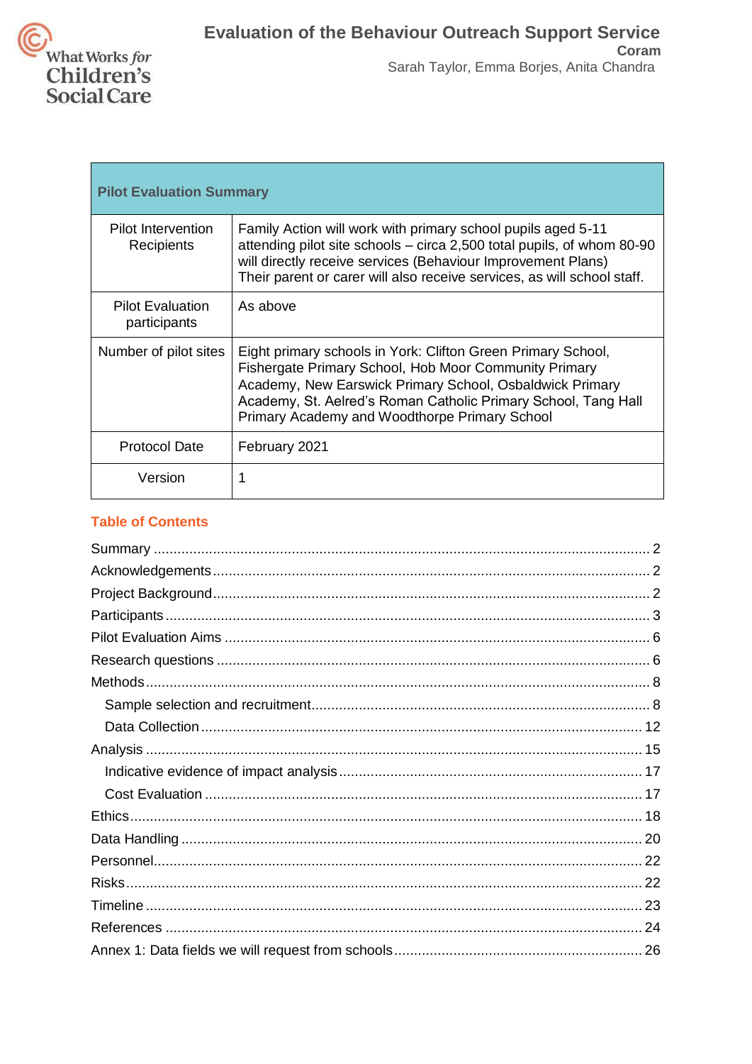What Works *for* Children's Social Care

# Evaluation of the Behaviour Outreach Support Service

**Coram**

Sarah Taylor, Emma Borjes, Anita Chandra

| **Pilot Evaluation Summary** | |
|---|---|
| Pilot Intervention Recipients | Family Action will work with primary school pupils aged 5-11 attending pilot site schools – circa 2,500 total pupils, of whom 80-90 will directly receive services (Behaviour Improvement Plans) Their parent or carer will also receive services, as will school staff. |
| Pilot Evaluation participants | As above |
| Number of pilot sites | Eight primary schools in York: Clifton Green Primary School, Fishergate Primary School, Hob Moor Community Primary Academy, New Earswick Primary School, Osbaldwick Primary Academy, St. Aelred's Roman Catholic Primary School, Tang Hall Primary Academy and Woodthorpe Primary School |
| Protocol Date | February 2021 |
| Version | 1 |

## Table of Contents

- Summary ..... 2
- Acknowledgements ..... 2
- Project Background ..... 2
- Participants ..... 3
- Pilot Evaluation Aims ..... 6
- Research questions ..... 6
- Methods ..... 8
  - Sample selection and recruitment ..... 8
  - Data Collection ..... 12
- Analysis ..... 15
  - Indicative evidence of impact analysis ..... 17
  - Cost Evaluation ..... 17
- Ethics ..... 18
- Data Handling ..... 20
- Personnel ..... 22
- Risks ..... 22
- Timeline ..... 23
- References ..... 24
- Annex 1: Data fields we will request from schools ..... 26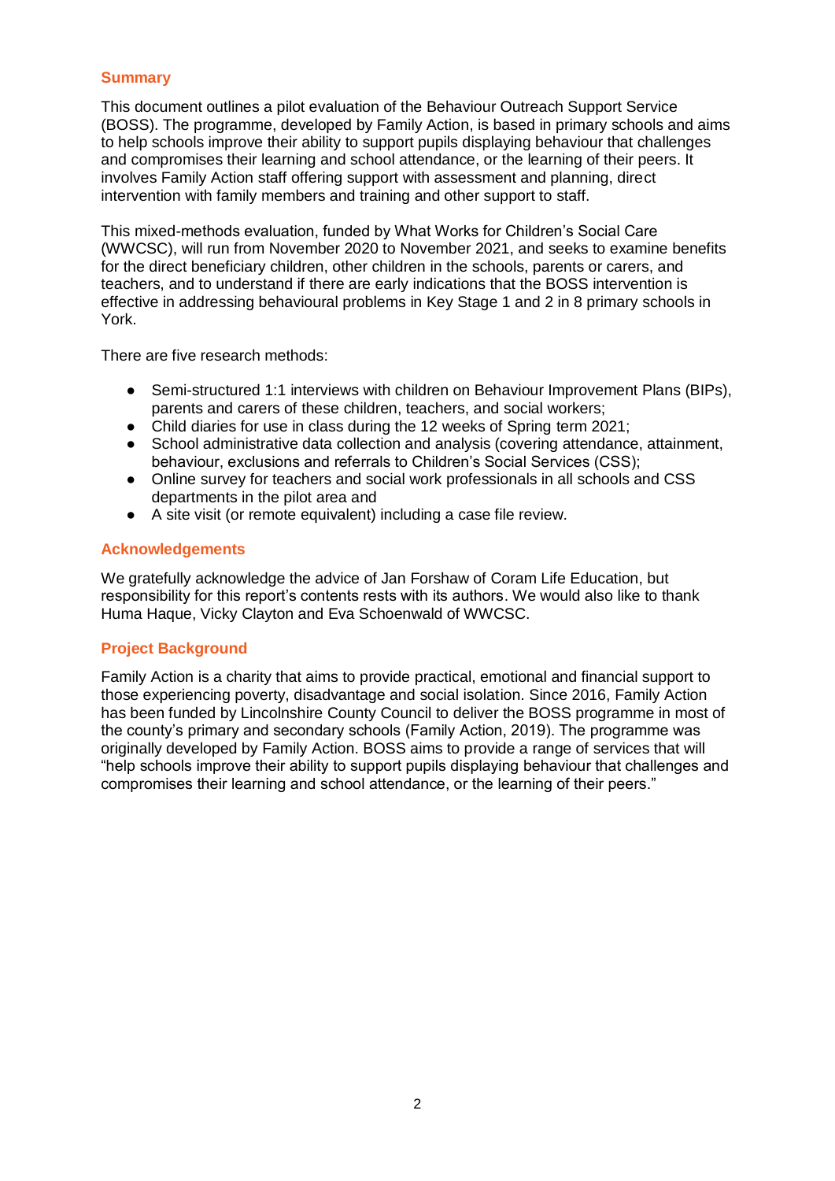## Summary

This document outlines a pilot evaluation of the Behaviour Outreach Support Service (BOSS). The programme, developed by Family Action, is based in primary schools and aims to help schools improve their ability to support pupils displaying behaviour that challenges and compromises their learning and school attendance, or the learning of their peers. It involves Family Action staff offering support with assessment and planning, direct intervention with family members and training and other support to staff.

This mixed-methods evaluation, funded by What Works for Children's Social Care (WWCSC), will run from November 2020 to November 2021, and seeks to examine benefits for the direct beneficiary children, other children in the schools, parents or carers, and teachers, and to understand if there are early indications that the BOSS intervention is effective in addressing behavioural problems in Key Stage 1 and 2 in 8 primary schools in York.

There are five research methods:

- Semi-structured 1:1 interviews with children on Behaviour Improvement Plans (BIPs), parents and carers of these children, teachers, and social workers;
- Child diaries for use in class during the 12 weeks of Spring term 2021;
- School administrative data collection and analysis (covering attendance, attainment, behaviour, exclusions and referrals to Children's Social Services (CSS);
- Online survey for teachers and social work professionals in all schools and CSS departments in the pilot area and
- A site visit (or remote equivalent) including a case file review.

## Acknowledgements

We gratefully acknowledge the advice of Jan Forshaw of Coram Life Education, but responsibility for this report's contents rests with its authors. We would also like to thank Huma Haque, Vicky Clayton and Eva Schoenwald of WWCSC.

## Project Background

Family Action is a charity that aims to provide practical, emotional and financial support to those experiencing poverty, disadvantage and social isolation. Since 2016, Family Action has been funded by Lincolnshire County Council to deliver the BOSS programme in most of the county's primary and secondary schools (Family Action, 2019). The programme was originally developed by Family Action. BOSS aims to provide a range of services that will "help schools improve their ability to support pupils displaying behaviour that challenges and compromises their learning and school attendance, or the learning of their peers."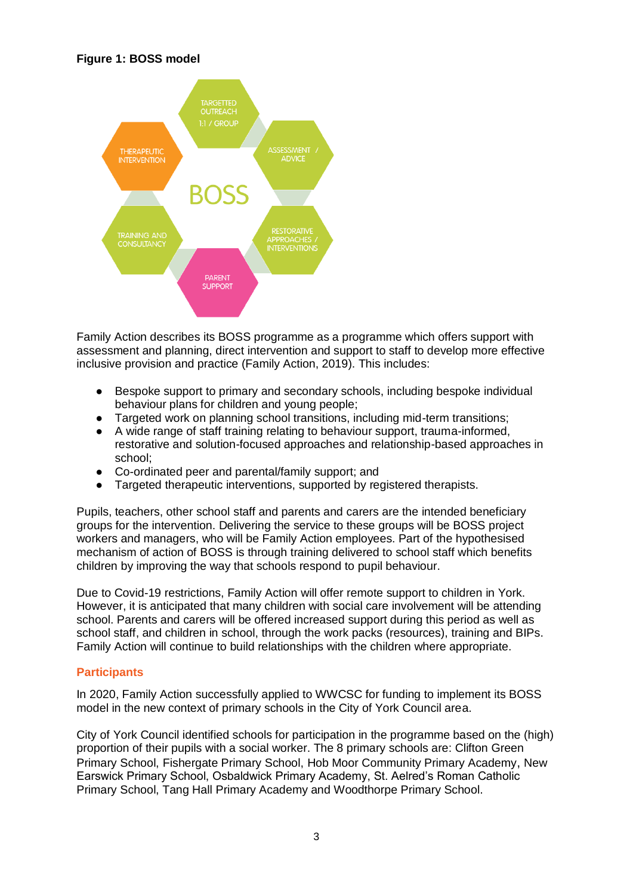**Figure 1: BOSS model**

Family Action describes its BOSS programme as a programme which offers support with assessment and planning, direct intervention and support to staff to develop more effective inclusive provision and practice (Family Action, 2019). This includes:

- Bespoke support to primary and secondary schools, including bespoke individual behaviour plans for children and young people;
- Targeted work on planning school transitions, including mid-term transitions;
- A wide range of staff training relating to behaviour support, trauma-informed, restorative and solution-focused approaches and relationship-based approaches in school;
- Co-ordinated peer and parental/family support; and
- Targeted therapeutic interventions, supported by registered therapists.

Pupils, teachers, other school staff and parents and carers are the intended beneficiary groups for the intervention. Delivering the service to these groups will be BOSS project workers and managers, who will be Family Action employees. Part of the hypothesised mechanism of action of BOSS is through training delivered to school staff which benefits children by improving the way that schools respond to pupil behaviour.

Due to Covid-19 restrictions, Family Action will offer remote support to children in York. However, it is anticipated that many children with social care involvement will be attending school. Parents and carers will be offered increased support during this period as well as school staff, and children in school, through the work packs (resources), training and BIPs. Family Action will continue to build relationships with the children where appropriate.

## Participants

In 2020, Family Action successfully applied to WWCSC for funding to implement its BOSS model in the new context of primary schools in the City of York Council area.

City of York Council identified schools for participation in the programme based on the (high) proportion of their pupils with a social worker. The 8 primary schools are: Clifton Green Primary School, Fishergate Primary School, Hob Moor Community Primary Academy, New Earswick Primary School, Osbaldwick Primary Academy, St. Aelred's Roman Catholic Primary School, Tang Hall Primary Academy and Woodthorpe Primary School.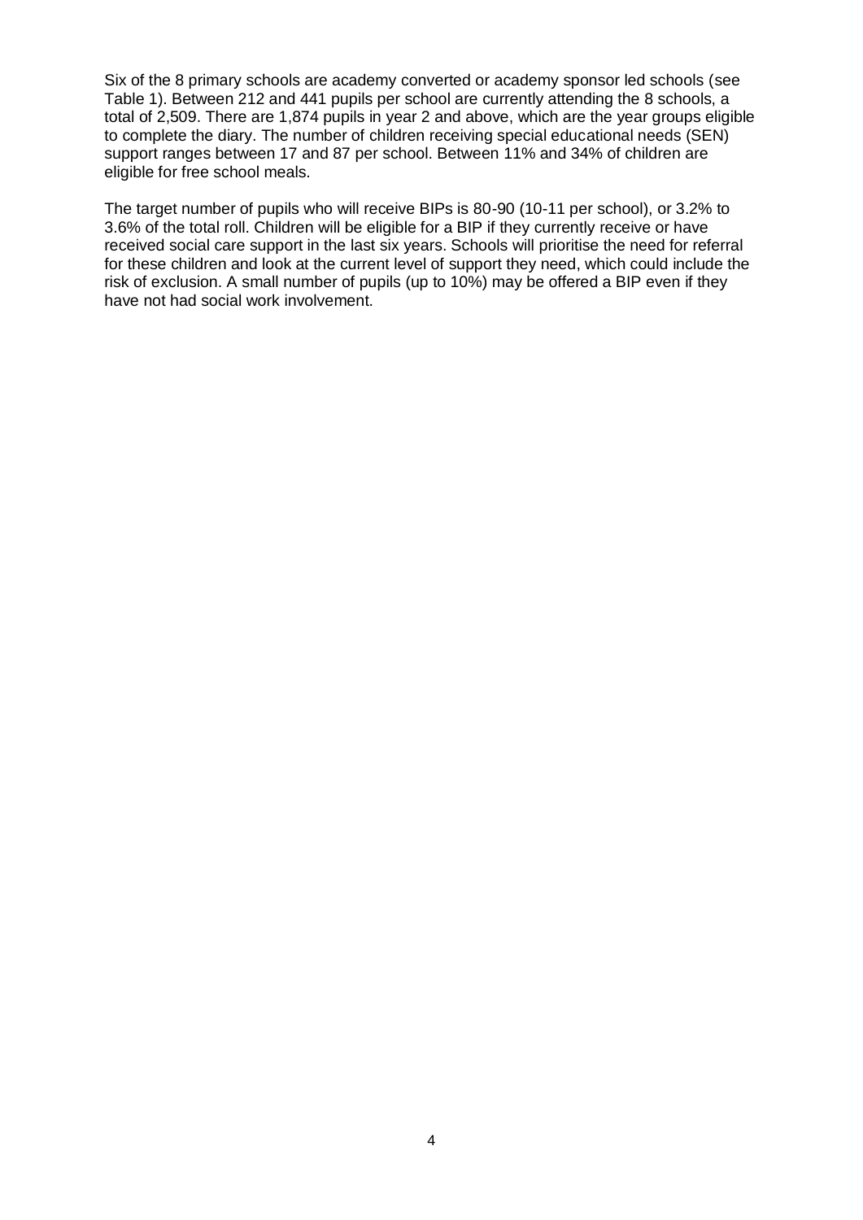Six of the 8 primary schools are academy converted or academy sponsor led schools (see Table 1). Between 212 and 441 pupils per school are currently attending the 8 schools, a total of 2,509. There are 1,874 pupils in year 2 and above, which are the year groups eligible to complete the diary. The number of children receiving special educational needs (SEN) support ranges between 17 and 87 per school. Between 11% and 34% of children are eligible for free school meals.

The target number of pupils who will receive BIPs is 80-90 (10-11 per school), or 3.2% to 3.6% of the total roll. Children will be eligible for a BIP if they currently receive or have received social care support in the last six years. Schools will prioritise the need for referral for these children and look at the current level of support they need, which could include the risk of exclusion. A small number of pupils (up to 10%) may be offered a BIP even if they have not had social work involvement.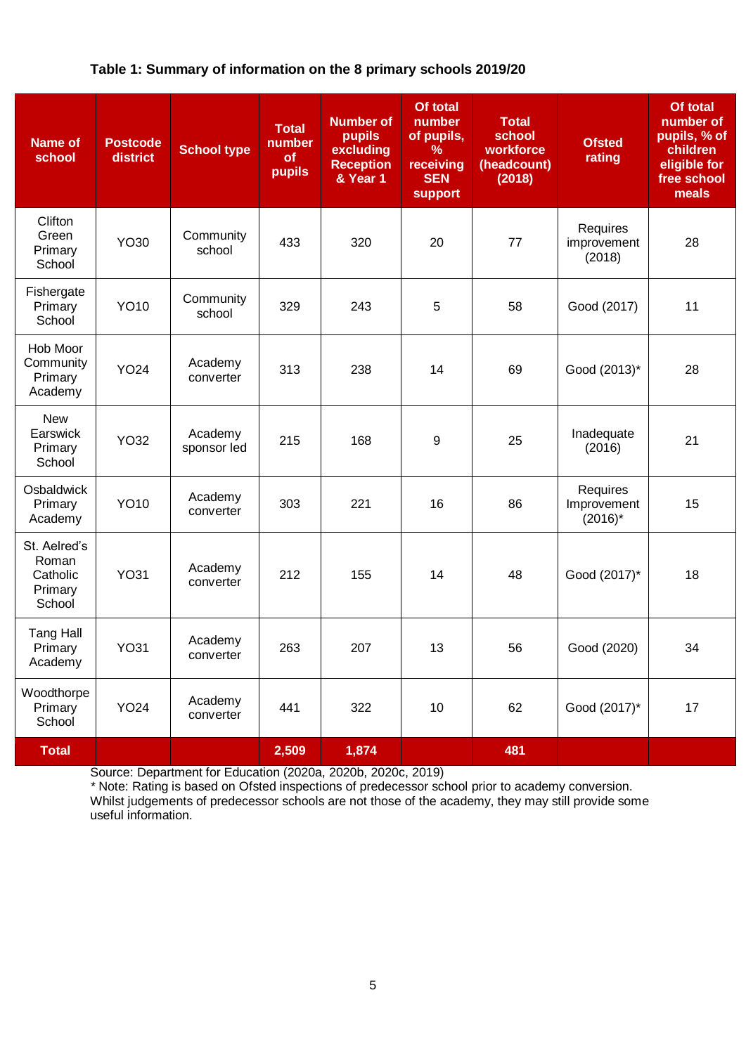**Table 1: Summary of information on the 8 primary schools 2019/20**

| Name of school | Postcode district | School type | Total number of pupils | Number of pupils excluding Reception & Year 1 | Of total number of pupils, % receiving SEN support | Total school workforce (headcount) (2018) | Ofsted rating | Of total number of pupils, % of children eligible for free school meals |
|---|---|---|---|---|---|---|---|---|
| Clifton Green Primary School | YO30 | Community school | 433 | 320 | 20 | 77 | Requires improvement (2018) | 28 |
| Fishergate Primary School | YO10 | Community school | 329 | 243 | 5 | 58 | Good (2017) | 11 |
| Hob Moor Community Primary Academy | YO24 | Academy converter | 313 | 238 | 14 | 69 | Good (2013)* | 28 |
| New Earswick Primary School | YO32 | Academy sponsor led | 215 | 168 | 9 | 25 | Inadequate (2016) | 21 |
| Osbaldwick Primary Academy | YO10 | Academy converter | 303 | 221 | 16 | 86 | Requires Improvement (2016)* | 15 |
| St. Aelred's Roman Catholic Primary School | YO31 | Academy converter | 212 | 155 | 14 | 48 | Good (2017)* | 18 |
| Tang Hall Primary Academy | YO31 | Academy converter | 263 | 207 | 13 | 56 | Good (2020) | 34 |
| Woodthorpe Primary School | YO24 | Academy converter | 441 | 322 | 10 | 62 | Good (2017)* | 17 |
| **Total** | | | **2,509** | **1,874** | | **481** | | |

Source: Department for Education (2020a, 2020b, 2020c, 2019)
* Note: Rating is based on Ofsted inspections of predecessor school prior to academy conversion. Whilst judgements of predecessor schools are not those of the academy, they may still provide some useful information.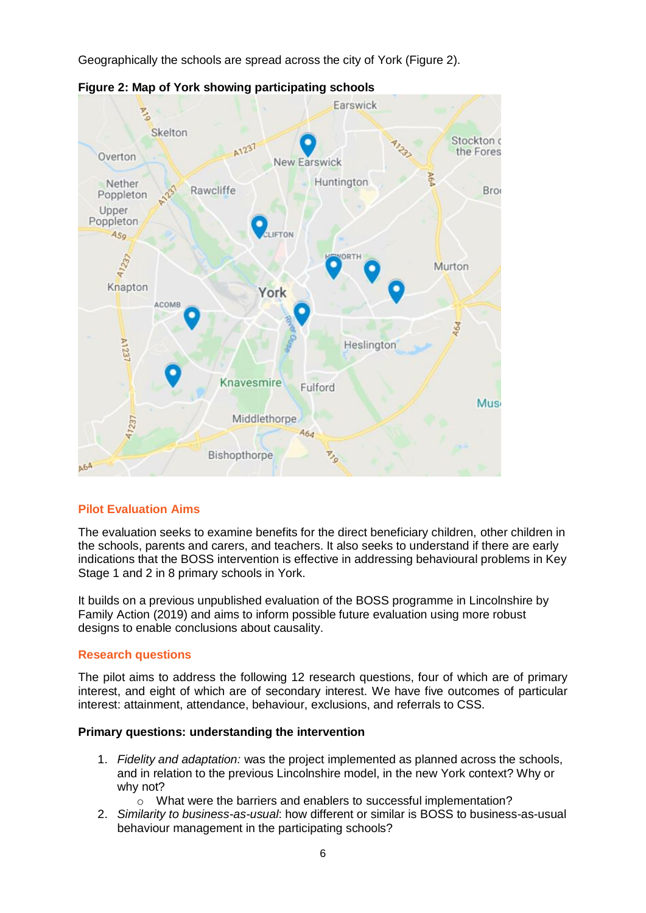Geographically the schools are spread across the city of York (Figure 2).

**Figure 2: Map of York showing participating schools**

## Pilot Evaluation Aims

The evaluation seeks to examine benefits for the direct beneficiary children, other children in the schools, parents and carers, and teachers. It also seeks to understand if there are early indications that the BOSS intervention is effective in addressing behavioural problems in Key Stage 1 and 2 in 8 primary schools in York.

It builds on a previous unpublished evaluation of the BOSS programme in Lincolnshire by Family Action (2019) and aims to inform possible future evaluation using more robust designs to enable conclusions about causality.

## Research questions

The pilot aims to address the following 12 research questions, four of which are of primary interest, and eight of which are of secondary interest. We have five outcomes of particular interest: attainment, attendance, behaviour, exclusions, and referrals to CSS.

**Primary questions: understanding the intervention**

1. *Fidelity and adaptation:* was the project implemented as planned across the schools, and in relation to the previous Lincolnshire model, in the new York context? Why or why not?
    - What were the barriers and enablers to successful implementation?
2. *Similarity to business-as-usual*: how different or similar is BOSS to business-as-usual behaviour management in the participating schools?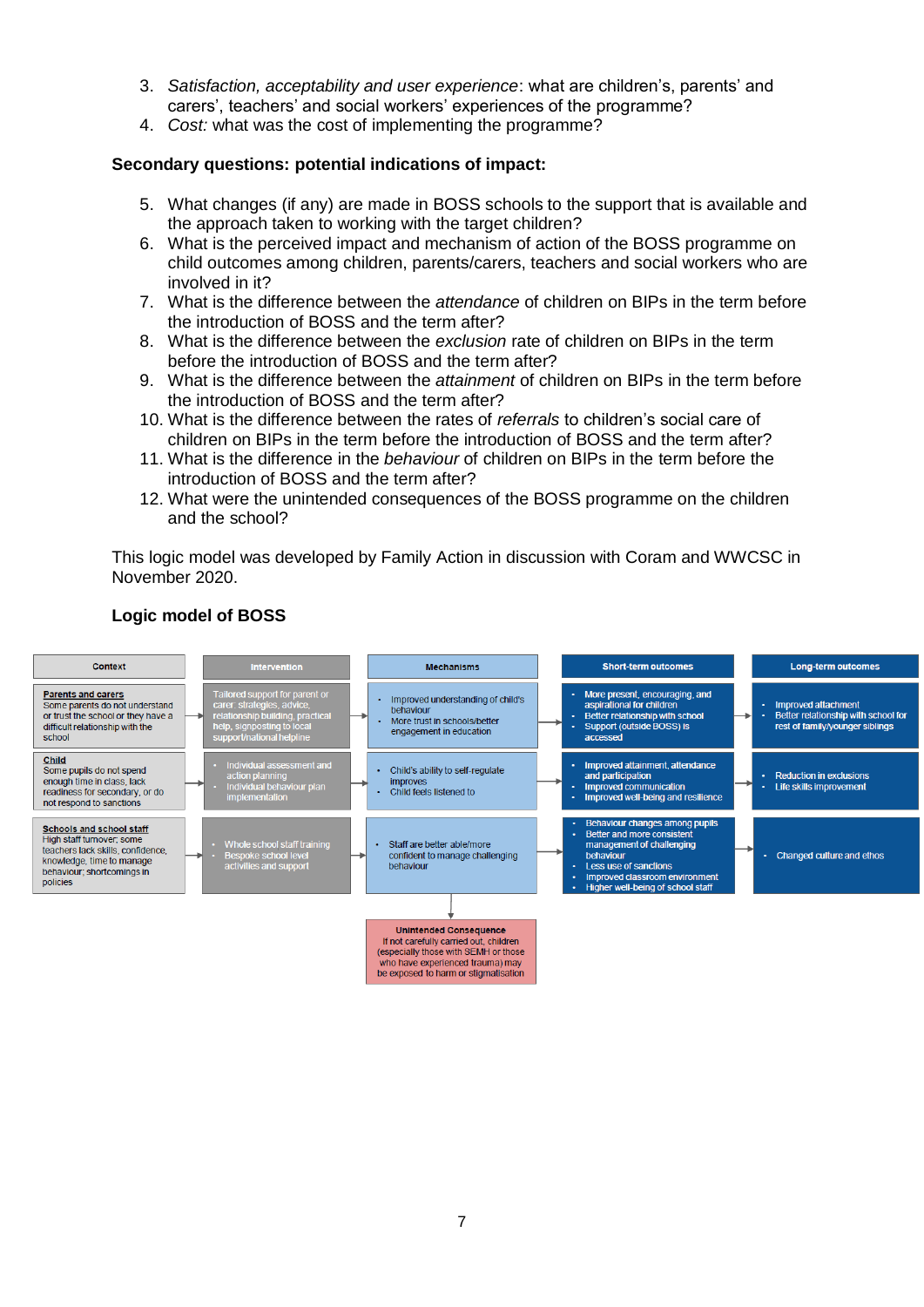3. *Satisfaction, acceptability and user experience*: what are children's, parents' and carers', teachers' and social workers' experiences of the programme?
4. *Cost:* what was the cost of implementing the programme?

**Secondary questions: potential indications of impact:**

5. What changes (if any) are made in BOSS schools to the support that is available and the approach taken to working with the target children?
6. What is the perceived impact and mechanism of action of the BOSS programme on child outcomes among children, parents/carers, teachers and social workers who are involved in it?
7. What is the difference between the *attendance* of children on BIPs in the term before the introduction of BOSS and the term after?
8. What is the difference between the *exclusion* rate of children on BIPs in the term before the introduction of BOSS and the term after?
9. What is the difference between the *attainment* of children on BIPs in the term before the introduction of BOSS and the term after?
10. What is the difference between the rates of *referrals* to children's social care of children on BIPs in the term before the introduction of BOSS and the term after?
11. What is the difference in the *behaviour* of children on BIPs in the term before the introduction of BOSS and the term after?
12. What were the unintended consequences of the BOSS programme on the children and the school?

This logic model was developed by Family Action in discussion with Coram and WWCSC in November 2020.

**Logic model of BOSS**

| Context | Intervention | Mechanisms | Short-term outcomes | Long-term outcomes |
|---|---|---|---|---|
| **Parents and carers** Some parents do not understand or trust the school or they have a difficult relationship with the school | Tailored support for parent or carer: strategies, advice, relationship building, practical help, signposting to local support/national helpline | • Improved understanding of child's behaviour<br>• More trust in schools/better engagement in education | • More present, encouraging, and aspirational for children<br>• Better relationship with school<br>• Support (outside BOSS) is accessed | • Improved attachment<br>• Better relationship with school for rest of family/younger siblings |
| **Child** Some pupils do not spend enough time in class, lack readiness for secondary, or do not respond to sanctions | • Individual assessment and action planning<br>• Individual behaviour plan implementation | • Child's ability to self-regulate improves<br>• Child feels listened to | • Improved attainment, attendance and participation<br>• Improved communication<br>• Improved well-being and resilience | • Reduction in exclusions<br>• Life skills improvement |
| **Schools and school staff** High staff turnover; some teachers lack skills, confidence, knowledge, time to manage behaviour; shortcomings in policies | • Whole school staff training<br>• Bespoke school level activities and support | • Staff are better able/more confident to manage challenging behaviour | • Behaviour changes among pupils<br>• Better and more consistent management of challenging behaviour<br>• Less use of sanctions<br>• Improved classroom environment<br>• Higher well-being of school staff | • Changed culture and ethos |

**Unintended Consequence**
If not carefully carried out, children (especially those with SEMH or those who have experienced trauma) may be exposed to harm or stigmatisation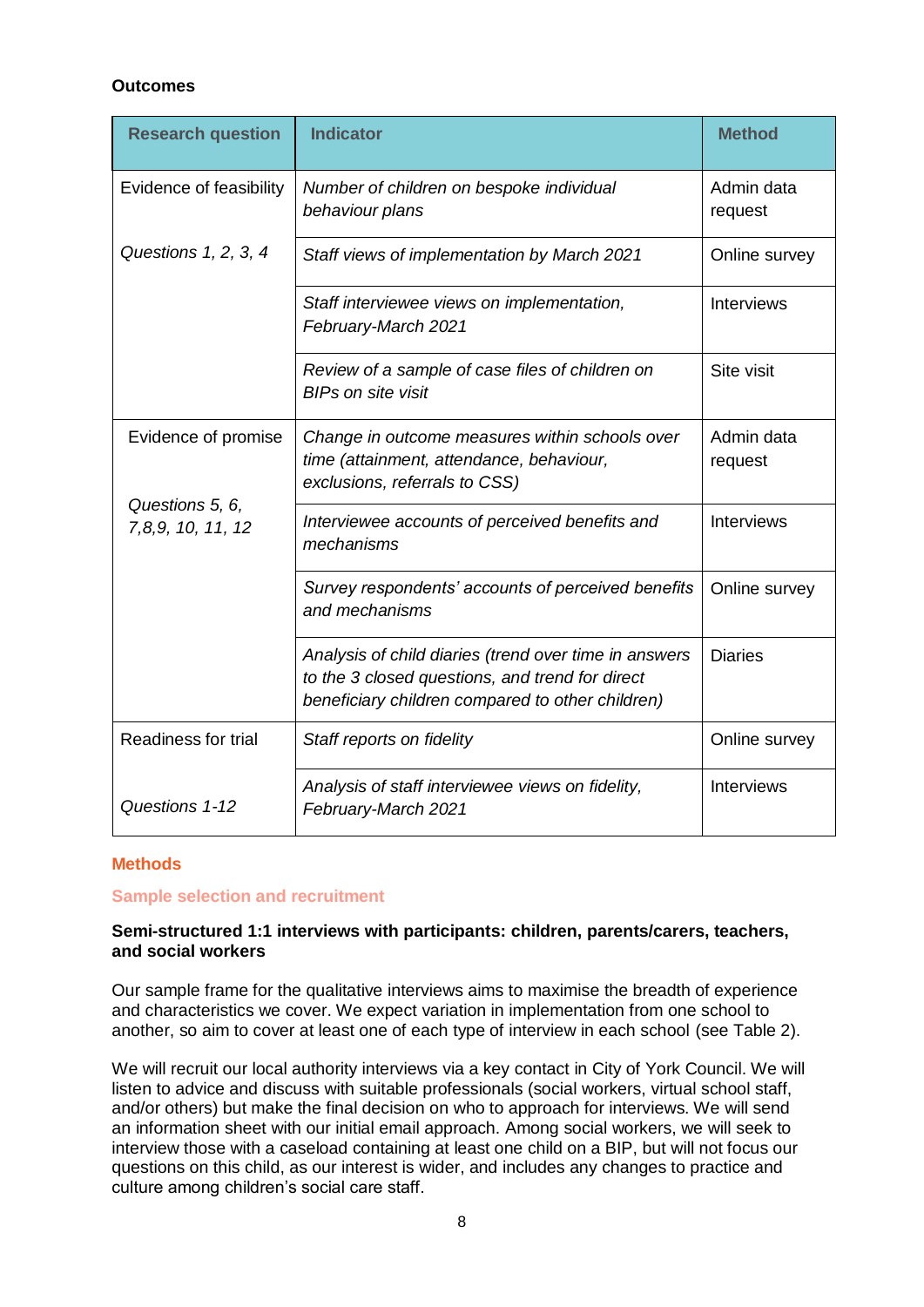**Outcomes**

| Research question | Indicator | Method |
|---|---|---|
| Evidence of feasibility<br><br>*Questions 1, 2, 3, 4* | *Number of children on bespoke individual behaviour plans* | Admin data request |
| | *Staff views of implementation by March 2021* | Online survey |
| | *Staff interviewee views on implementation, February-March 2021* | Interviews |
| | *Review of a sample of case files of children on BIPs on site visit* | Site visit |
| Evidence of promise<br><br>*Questions 5, 6, 7,8,9, 10, 11, 12* | *Change in outcome measures within schools over time (attainment, attendance, behaviour, exclusions, referrals to CSS)* | Admin data request |
| | *Interviewee accounts of perceived benefits and mechanisms* | Interviews |
| | *Survey respondents' accounts of perceived benefits and mechanisms* | Online survey |
| | *Analysis of child diaries (trend over time in answers to the 3 closed questions, and trend for direct beneficiary children compared to other children)* | Diaries |
| Readiness for trial<br><br>*Questions 1-12* | *Staff reports on fidelity* | Online survey |
| | *Analysis of staff interviewee views on fidelity, February-March 2021* | Interviews |

## Methods

### Sample selection and recruitment

**Semi-structured 1:1 interviews with participants: children, parents/carers, teachers, and social workers**

Our sample frame for the qualitative interviews aims to maximise the breadth of experience and characteristics we cover. We expect variation in implementation from one school to another, so aim to cover at least one of each type of interview in each school (see Table 2).

We will recruit our local authority interviews via a key contact in City of York Council. We will listen to advice and discuss with suitable professionals (social workers, virtual school staff, and/or others) but make the final decision on who to approach for interviews. We will send an information sheet with our initial email approach. Among social workers, we will seek to interview those with a caseload containing at least one child on a BIP, but will not focus our questions on this child, as our interest is wider, and includes any changes to practice and culture among children's social care staff.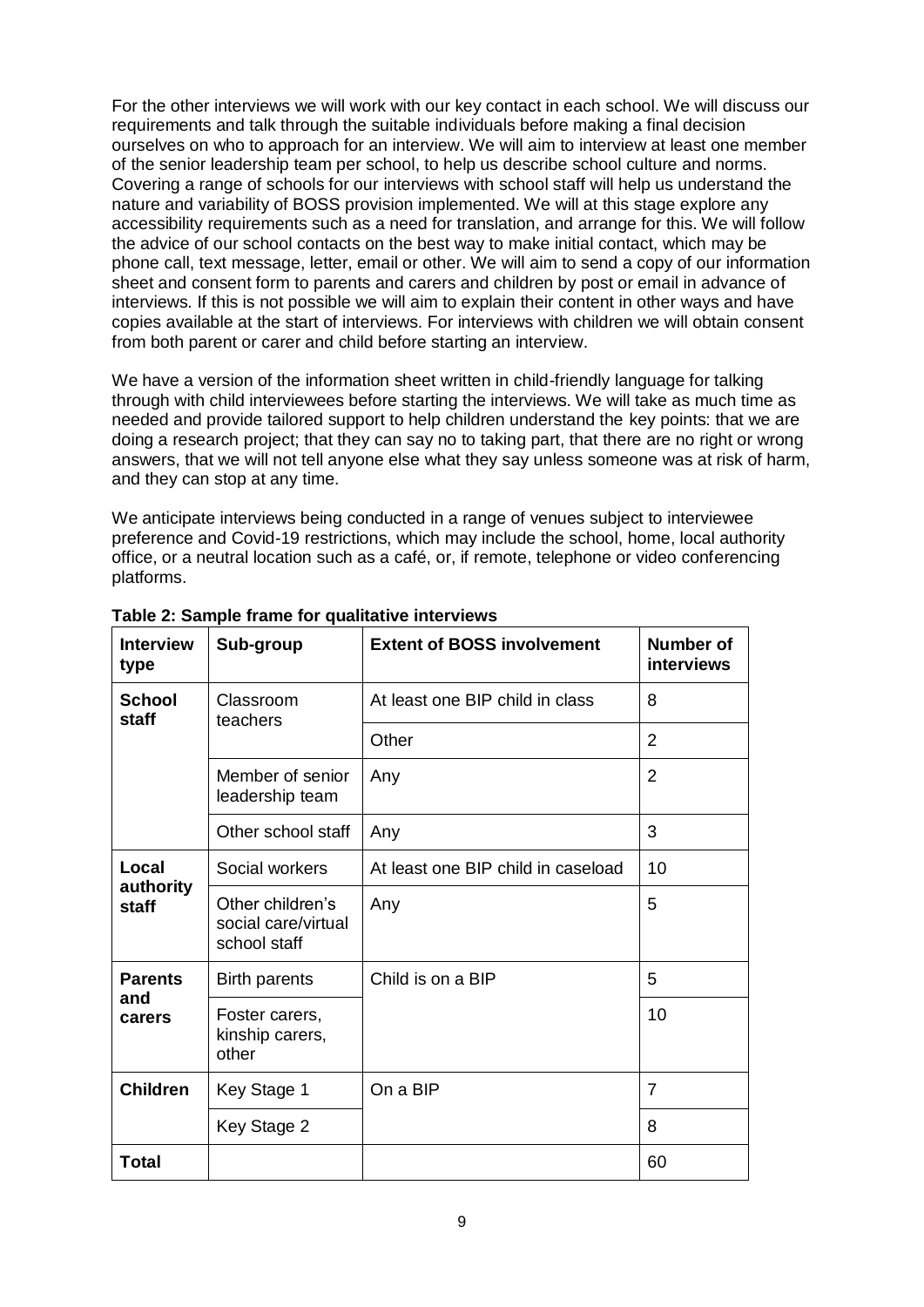For the other interviews we will work with our key contact in each school. We will discuss our requirements and talk through the suitable individuals before making a final decision ourselves on who to approach for an interview. We will aim to interview at least one member of the senior leadership team per school, to help us describe school culture and norms. Covering a range of schools for our interviews with school staff will help us understand the nature and variability of BOSS provision implemented. We will at this stage explore any accessibility requirements such as a need for translation, and arrange for this. We will follow the advice of our school contacts on the best way to make initial contact, which may be phone call, text message, letter, email or other. We will aim to send a copy of our information sheet and consent form to parents and carers and children by post or email in advance of interviews. If this is not possible we will aim to explain their content in other ways and have copies available at the start of interviews. For interviews with children we will obtain consent from both parent or carer and child before starting an interview.

We have a version of the information sheet written in child-friendly language for talking through with child interviewees before starting the interviews. We will take as much time as needed and provide tailored support to help children understand the key points: that we are doing a research project; that they can say no to taking part, that there are no right or wrong answers, that we will not tell anyone else what they say unless someone was at risk of harm, and they can stop at any time.

We anticipate interviews being conducted in a range of venues subject to interviewee preference and Covid-19 restrictions, which may include the school, home, local authority office, or a neutral location such as a café, or, if remote, telephone or video conferencing platforms.

**Table 2: Sample frame for qualitative interviews**

| Interview type | Sub-group | Extent of BOSS involvement | Number of interviews |
|---|---|---|---|
| **School staff** | Classroom teachers | At least one BIP child in class | 8 |
| | | Other | 2 |
| | Member of senior leadership team | Any | 2 |
| | Other school staff | Any | 3 |
| **Local authority staff** | Social workers | At least one BIP child in caseload | 10 |
| | Other children's social care/virtual school staff | Any | 5 |
| **Parents and carers** | Birth parents | Child is on a BIP | 5 |
| | Foster carers, kinship carers, other | | 10 |
| **Children** | Key Stage 1 | On a BIP | 7 |
| | Key Stage 2 | | 8 |
| **Total** | | | 60 |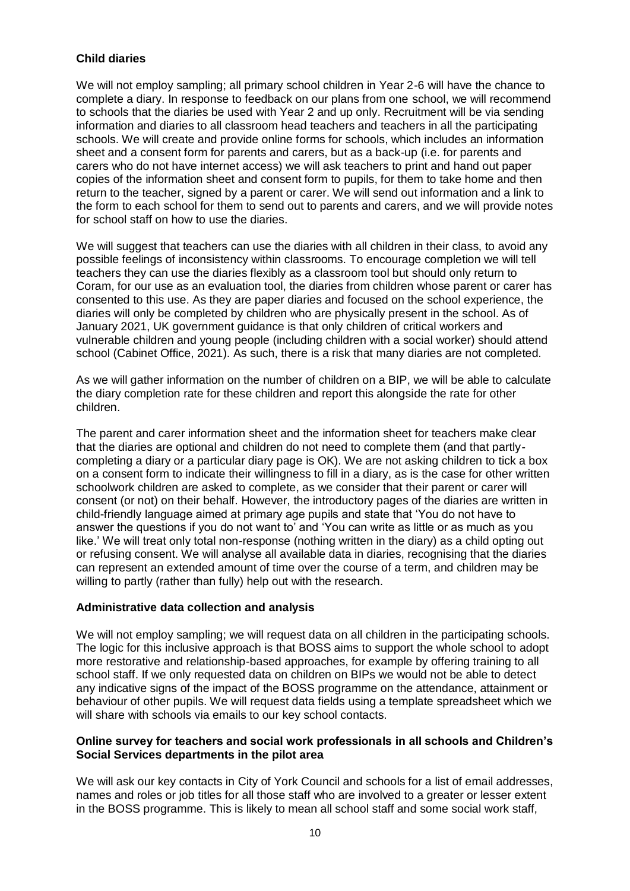**Child diaries**

We will not employ sampling; all primary school children in Year 2-6 will have the chance to complete a diary. In response to feedback on our plans from one school, we will recommend to schools that the diaries be used with Year 2 and up only. Recruitment will be via sending information and diaries to all classroom head teachers and teachers in all the participating schools. We will create and provide online forms for schools, which includes an information sheet and a consent form for parents and carers, but as a back-up (i.e. for parents and carers who do not have internet access) we will ask teachers to print and hand out paper copies of the information sheet and consent form to pupils, for them to take home and then return to the teacher, signed by a parent or carer. We will send out information and a link to the form to each school for them to send out to parents and carers, and we will provide notes for school staff on how to use the diaries.

We will suggest that teachers can use the diaries with all children in their class, to avoid any possible feelings of inconsistency within classrooms. To encourage completion we will tell teachers they can use the diaries flexibly as a classroom tool but should only return to Coram, for our use as an evaluation tool, the diaries from children whose parent or carer has consented to this use. As they are paper diaries and focused on the school experience, the diaries will only be completed by children who are physically present in the school. As of January 2021, UK government guidance is that only children of critical workers and vulnerable children and young people (including children with a social worker) should attend school (Cabinet Office, 2021). As such, there is a risk that many diaries are not completed.

As we will gather information on the number of children on a BIP, we will be able to calculate the diary completion rate for these children and report this alongside the rate for other children.

The parent and carer information sheet and the information sheet for teachers make clear that the diaries are optional and children do not need to complete them (and that partly-completing a diary or a particular diary page is OK). We are not asking children to tick a box on a consent form to indicate their willingness to fill in a diary, as is the case for other written schoolwork children are asked to complete, as we consider that their parent or carer will consent (or not) on their behalf. However, the introductory pages of the diaries are written in child-friendly language aimed at primary age pupils and state that 'You do not have to answer the questions if you do not want to' and 'You can write as little or as much as you like.' We will treat only total non-response (nothing written in the diary) as a child opting out or refusing consent. We will analyse all available data in diaries, recognising that the diaries can represent an extended amount of time over the course of a term, and children may be willing to partly (rather than fully) help out with the research.

**Administrative data collection and analysis**

We will not employ sampling; we will request data on all children in the participating schools. The logic for this inclusive approach is that BOSS aims to support the whole school to adopt more restorative and relationship-based approaches, for example by offering training to all school staff. If we only requested data on children on BIPs we would not be able to detect any indicative signs of the impact of the BOSS programme on the attendance, attainment or behaviour of other pupils. We will request data fields using a template spreadsheet which we will share with schools via emails to our key school contacts.

**Online survey for teachers and social work professionals in all schools and Children's Social Services departments in the pilot area**

We will ask our key contacts in City of York Council and schools for a list of email addresses, names and roles or job titles for all those staff who are involved to a greater or lesser extent in the BOSS programme. This is likely to mean all school staff and some social work staff,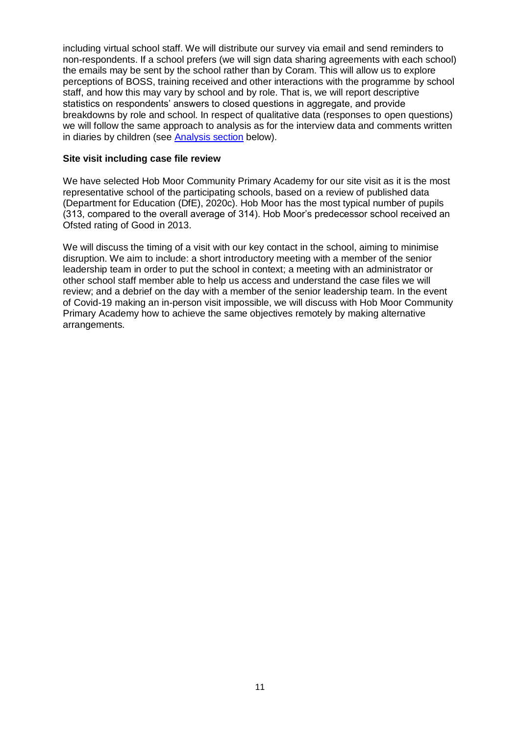including virtual school staff. We will distribute our survey via email and send reminders to non-respondents. If a school prefers (we will sign data sharing agreements with each school) the emails may be sent by the school rather than by Coram. This will allow us to explore perceptions of BOSS, training received and other interactions with the programme by school staff, and how this may vary by school and by role. That is, we will report descriptive statistics on respondents' answers to closed questions in aggregate, and provide breakdowns by role and school. In respect of qualitative data (responses to open questions) we will follow the same approach to analysis as for the interview data and comments written in diaries by children (see [Analysis section]() below).

**Site visit including case file review**

We have selected Hob Moor Community Primary Academy for our site visit as it is the most representative school of the participating schools, based on a review of published data (Department for Education (DfE), 2020c). Hob Moor has the most typical number of pupils (313, compared to the overall average of 314). Hob Moor's predecessor school received an Ofsted rating of Good in 2013.

We will discuss the timing of a visit with our key contact in the school, aiming to minimise disruption. We aim to include: a short introductory meeting with a member of the senior leadership team in order to put the school in context; a meeting with an administrator or other school staff member able to help us access and understand the case files we will review; and a debrief on the day with a member of the senior leadership team. In the event of Covid-19 making an in-person visit impossible, we will discuss with Hob Moor Community Primary Academy how to achieve the same objectives remotely by making alternative arrangements.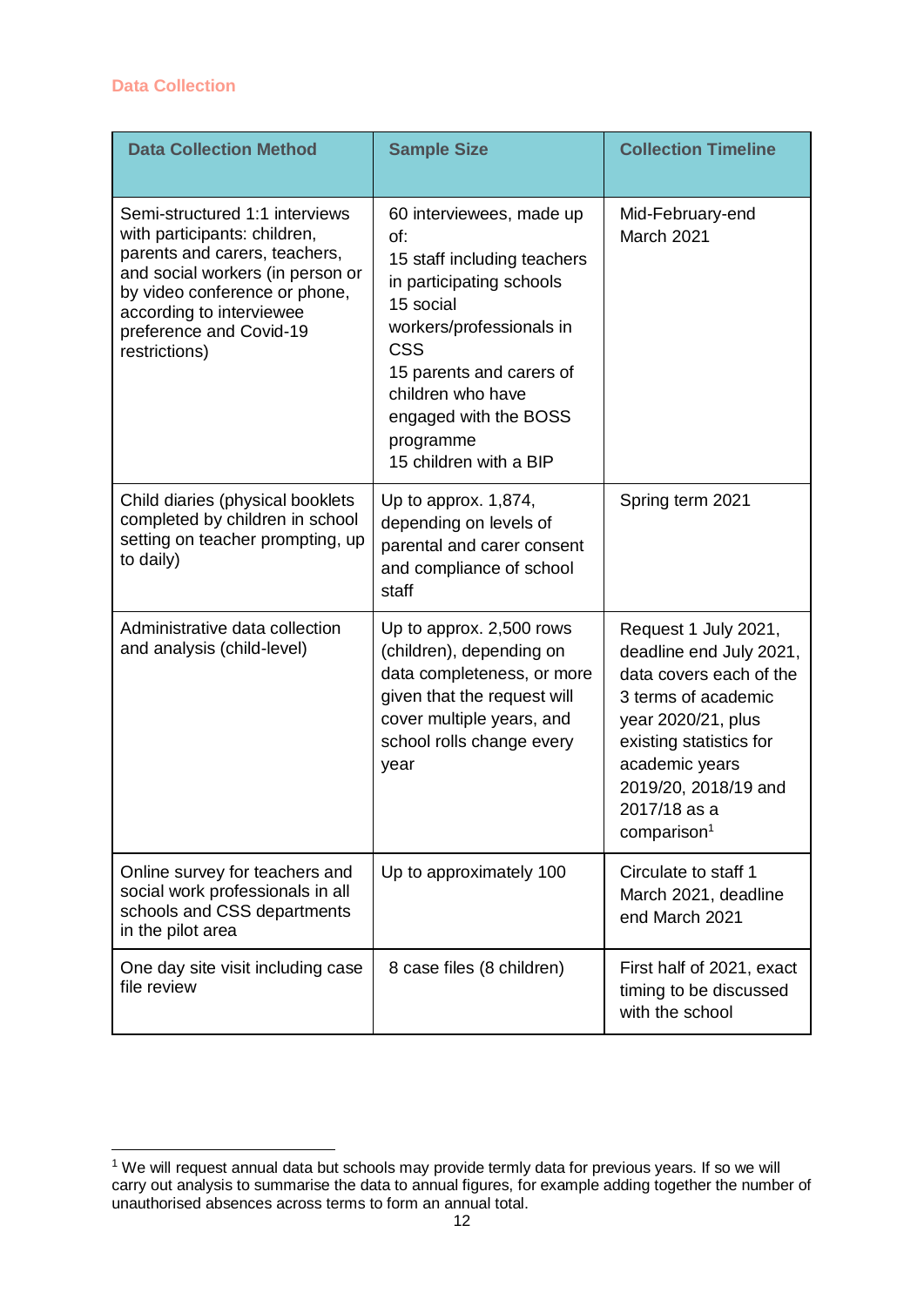## Data Collection

| Data Collection Method | Sample Size | Collection Timeline |
|---|---|---|
| Semi-structured 1:1 interviews with participants: children, parents and carers, teachers, and social workers (in person or by video conference or phone, according to interviewee preference and Covid-19 restrictions) | 60 interviewees, made up of:<br>15 staff including teachers in participating schools<br>15 social workers/professionals in CSS<br>15 parents and carers of children who have engaged with the BOSS programme<br>15 children with a BIP | Mid-February-end March 2021 |
| Child diaries (physical booklets completed by children in school setting on teacher prompting, up to daily) | Up to approx. 1,874, depending on levels of parental and carer consent and compliance of school staff | Spring term 2021 |
| Administrative data collection and analysis (child-level) | Up to approx. 2,500 rows (children), depending on data completeness, or more given that the request will cover multiple years, and school rolls change every year | Request 1 July 2021, deadline end July 2021, data covers each of the 3 terms of academic year 2020/21, plus existing statistics for academic years 2019/20, 2018/19 and 2017/18 as a comparison[1] |
| Online survey for teachers and social work professionals in all schools and CSS departments in the pilot area | Up to approximately 100 | Circulate to staff 1 March 2021, deadline end March 2021 |
| One day site visit including case file review | 8 case files (8 children) | First half of 2021, exact timing to be discussed with the school |

[1] We will request annual data but schools may provide termly data for previous years. If so we will carry out analysis to summarise the data to annual figures, for example adding together the number of unauthorised absences across terms to form an annual total.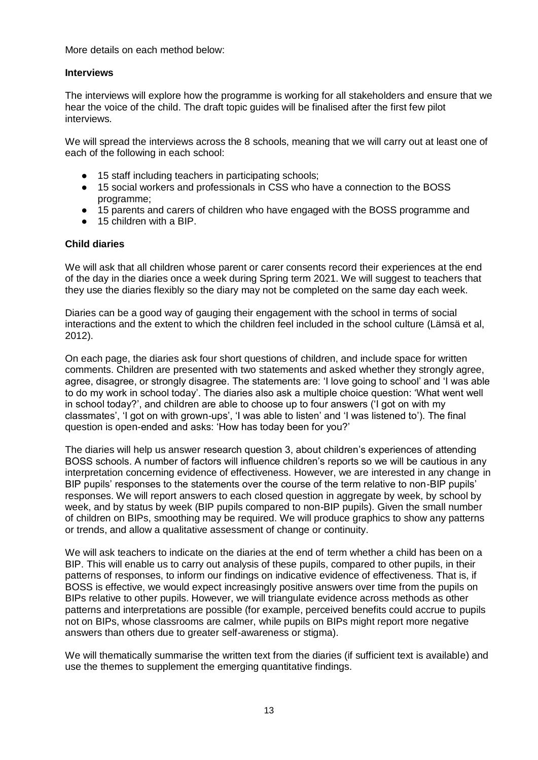More details on each method below:

**Interviews**

The interviews will explore how the programme is working for all stakeholders and ensure that we hear the voice of the child. The draft topic guides will be finalised after the first few pilot interviews.

We will spread the interviews across the 8 schools, meaning that we will carry out at least one of each of the following in each school:

- 15 staff including teachers in participating schools;
- 15 social workers and professionals in CSS who have a connection to the BOSS programme;
- 15 parents and carers of children who have engaged with the BOSS programme and
- 15 children with a BIP.

**Child diaries**

We will ask that all children whose parent or carer consents record their experiences at the end of the day in the diaries once a week during Spring term 2021. We will suggest to teachers that they use the diaries flexibly so the diary may not be completed on the same day each week.

Diaries can be a good way of gauging their engagement with the school in terms of social interactions and the extent to which the children feel included in the school culture (Lämsä et al, 2012).

On each page, the diaries ask four short questions of children, and include space for written comments. Children are presented with two statements and asked whether they strongly agree, agree, disagree, or strongly disagree. The statements are: 'I love going to school' and 'I was able to do my work in school today'. The diaries also ask a multiple choice question: 'What went well in school today?', and children are able to choose up to four answers ('I got on with my classmates', 'I got on with grown-ups', 'I was able to listen' and 'I was listened to'). The final question is open-ended and asks: 'How has today been for you?'

The diaries will help us answer research question 3, about children's experiences of attending BOSS schools. A number of factors will influence children's reports so we will be cautious in any interpretation concerning evidence of effectiveness. However, we are interested in any change in BIP pupils' responses to the statements over the course of the term relative to non-BIP pupils' responses. We will report answers to each closed question in aggregate by week, by school by week, and by status by week (BIP pupils compared to non-BIP pupils). Given the small number of children on BIPs, smoothing may be required. We will produce graphics to show any patterns or trends, and allow a qualitative assessment of change or continuity.

We will ask teachers to indicate on the diaries at the end of term whether a child has been on a BIP. This will enable us to carry out analysis of these pupils, compared to other pupils, in their patterns of responses, to inform our findings on indicative evidence of effectiveness. That is, if BOSS is effective, we would expect increasingly positive answers over time from the pupils on BIPs relative to other pupils. However, we will triangulate evidence across methods as other patterns and interpretations are possible (for example, perceived benefits could accrue to pupils not on BIPs, whose classrooms are calmer, while pupils on BIPs might report more negative answers than others due to greater self-awareness or stigma).

We will thematically summarise the written text from the diaries (if sufficient text is available) and use the themes to supplement the emerging quantitative findings.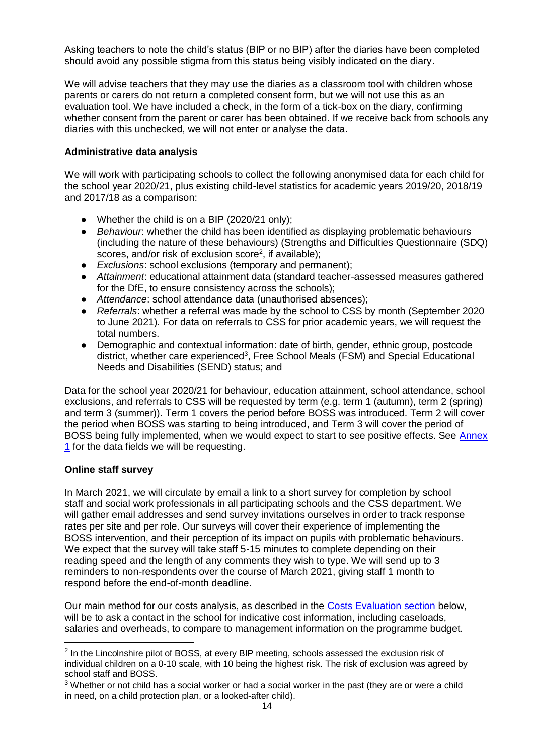Asking teachers to note the child's status (BIP or no BIP) after the diaries have been completed should avoid any possible stigma from this status being visibly indicated on the diary.

We will advise teachers that they may use the diaries as a classroom tool with children whose parents or carers do not return a completed consent form, but we will not use this as an evaluation tool. We have included a check, in the form of a tick-box on the diary, confirming whether consent from the parent or carer has been obtained. If we receive back from schools any diaries with this unchecked, we will not enter or analyse the data.

**Administrative data analysis**

We will work with participating schools to collect the following anonymised data for each child for the school year 2020/21, plus existing child-level statistics for academic years 2019/20, 2018/19 and 2017/18 as a comparison:

- Whether the child is on a BIP (2020/21 only);
- *Behaviour*: whether the child has been identified as displaying problematic behaviours (including the nature of these behaviours) (Strengths and Difficulties Questionnaire (SDQ) scores, and/or risk of exclusion score[2], if available);
- *Exclusions*: school exclusions (temporary and permanent);
- *Attainment*: educational attainment data (standard teacher-assessed measures gathered for the DfE, to ensure consistency across the schools);
- *Attendance*: school attendance data (unauthorised absences);
- *Referrals*: whether a referral was made by the school to CSS by month (September 2020 to June 2021). For data on referrals to CSS for prior academic years, we will request the total numbers.
- Demographic and contextual information: date of birth, gender, ethnic group, postcode district, whether care experienced[3], Free School Meals (FSM) and Special Educational Needs and Disabilities (SEND) status; and

Data for the school year 2020/21 for behaviour, education attainment, school attendance, school exclusions, and referrals to CSS will be requested by term (e.g. term 1 (autumn), term 2 (spring) and term 3 (summer)). Term 1 covers the period before BOSS was introduced. Term 2 will cover the period when BOSS was starting to being introduced, and Term 3 will cover the period of BOSS being fully implemented, when we would expect to start to see positive effects. See Annex 1 for the data fields we will be requesting.

**Online staff survey**

In March 2021, we will circulate by email a link to a short survey for completion by school staff and social work professionals in all participating schools and the CSS department. We will gather email addresses and send survey invitations ourselves in order to track response rates per site and per role. Our surveys will cover their experience of implementing the BOSS intervention, and their perception of its impact on pupils with problematic behaviours. We expect that the survey will take staff 5-15 minutes to complete depending on their reading speed and the length of any comments they wish to type. We will send up to 3 reminders to non-respondents over the course of March 2021, giving staff 1 month to respond before the end-of-month deadline.

Our main method for our costs analysis, as described in the Costs Evaluation section below, will be to ask a contact in the school for indicative cost information, including caseloads, salaries and overheads, to compare to management information on the programme budget.

---

[2] In the Lincolnshire pilot of BOSS, at every BIP meeting, schools assessed the exclusion risk of individual children on a 0-10 scale, with 10 being the highest risk. The risk of exclusion was agreed by school staff and BOSS.

[3] Whether or not child has a social worker or had a social worker in the past (they are or were a child in need, on a child protection plan, or a looked-after child).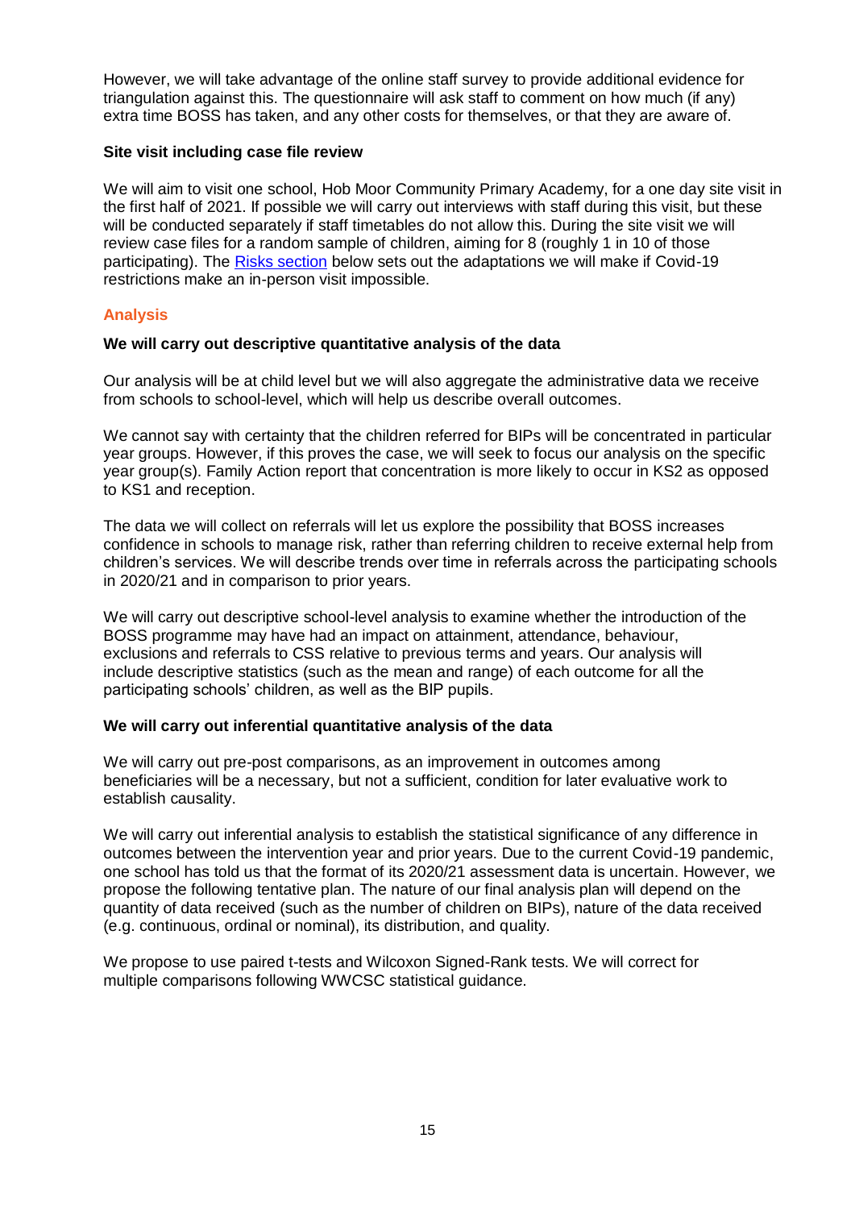However, we will take advantage of the online staff survey to provide additional evidence for triangulation against this. The questionnaire will ask staff to comment on how much (if any) extra time BOSS has taken, and any other costs for themselves, or that they are aware of.

**Site visit including case file review**

We will aim to visit one school, Hob Moor Community Primary Academy, for a one day site visit in the first half of 2021. If possible we will carry out interviews with staff during this visit, but these will be conducted separately if staff timetables do not allow this. During the site visit we will review case files for a random sample of children, aiming for 8 (roughly 1 in 10 of those participating). The Risks section below sets out the adaptations we will make if Covid-19 restrictions make an in-person visit impossible.

## Analysis

**We will carry out descriptive quantitative analysis of the data**

Our analysis will be at child level but we will also aggregate the administrative data we receive from schools to school-level, which will help us describe overall outcomes.

We cannot say with certainty that the children referred for BIPs will be concentrated in particular year groups. However, if this proves the case, we will seek to focus our analysis on the specific year group(s). Family Action report that concentration is more likely to occur in KS2 as opposed to KS1 and reception.

The data we will collect on referrals will let us explore the possibility that BOSS increases confidence in schools to manage risk, rather than referring children to receive external help from children's services. We will describe trends over time in referrals across the participating schools in 2020/21 and in comparison to prior years.

We will carry out descriptive school-level analysis to examine whether the introduction of the BOSS programme may have had an impact on attainment, attendance, behaviour, exclusions and referrals to CSS relative to previous terms and years. Our analysis will include descriptive statistics (such as the mean and range) of each outcome for all the participating schools' children, as well as the BIP pupils.

**We will carry out inferential quantitative analysis of the data**

We will carry out pre-post comparisons, as an improvement in outcomes among beneficiaries will be a necessary, but not a sufficient, condition for later evaluative work to establish causality.

We will carry out inferential analysis to establish the statistical significance of any difference in outcomes between the intervention year and prior years. Due to the current Covid-19 pandemic, one school has told us that the format of its 2020/21 assessment data is uncertain. However, we propose the following tentative plan. The nature of our final analysis plan will depend on the quantity of data received (such as the number of children on BIPs), nature of the data received (e.g. continuous, ordinal or nominal), its distribution, and quality.

We propose to use paired t-tests and Wilcoxon Signed-Rank tests. We will correct for multiple comparisons following WWCSC statistical guidance.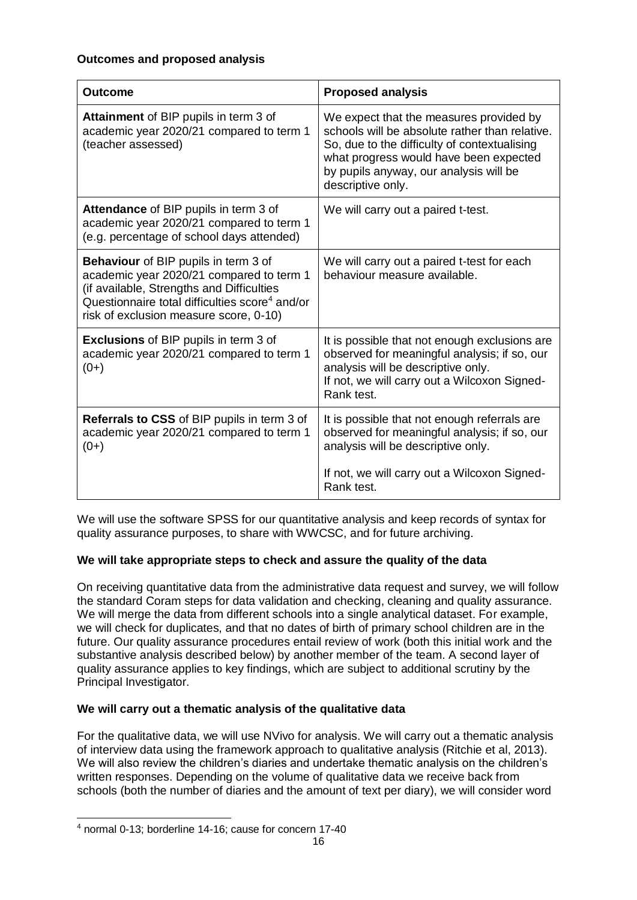**Outcomes and proposed analysis**

| Outcome | Proposed analysis |
|---|---|
| **Attainment** of BIP pupils in term 3 of academic year 2020/21 compared to term 1 (teacher assessed) | We expect that the measures provided by schools will be absolute rather than relative. So, due to the difficulty of contextualising what progress would have been expected by pupils anyway, our analysis will be descriptive only. |
| **Attendance** of BIP pupils in term 3 of academic year 2020/21 compared to term 1 (e.g. percentage of school days attended) | We will carry out a paired t-test. |
| **Behaviour** of BIP pupils in term 3 of academic year 2020/21 compared to term 1 (if available, Strengths and Difficulties Questionnaire total difficulties score[4] and/or risk of exclusion measure score, 0-10) | We will carry out a paired t-test for each behaviour measure available. |
| **Exclusions** of BIP pupils in term 3 of academic year 2020/21 compared to term 1 (0+) | It is possible that not enough exclusions are observed for meaningful analysis; if so, our analysis will be descriptive only. If not, we will carry out a Wilcoxon Signed-Rank test. |
| **Referrals to CSS** of BIP pupils in term 3 of academic year 2020/21 compared to term 1 (0+) | It is possible that not enough referrals are observed for meaningful analysis; if so, our analysis will be descriptive only. If not, we will carry out a Wilcoxon Signed-Rank test. |

We will use the software SPSS for our quantitative analysis and keep records of syntax for quality assurance purposes, to share with WWCSC, and for future archiving.

**We will take appropriate steps to check and assure the quality of the data**

On receiving quantitative data from the administrative data request and survey, we will follow the standard Coram steps for data validation and checking, cleaning and quality assurance. We will merge the data from different schools into a single analytical dataset. For example, we will check for duplicates, and that no dates of birth of primary school children are in the future. Our quality assurance procedures entail review of work (both this initial work and the substantive analysis described below) by another member of the team. A second layer of quality assurance applies to key findings, which are subject to additional scrutiny by the Principal Investigator.

**We will carry out a thematic analysis of the qualitative data**

For the qualitative data, we will use NVivo for analysis. We will carry out a thematic analysis of interview data using the framework approach to qualitative analysis (Ritchie et al, 2013). We will also review the children's diaries and undertake thematic analysis on the children's written responses. Depending on the volume of qualitative data we receive back from schools (both the number of diaries and the amount of text per diary), we will consider word

[4] normal 0-13; borderline 14-16; cause for concern 17-40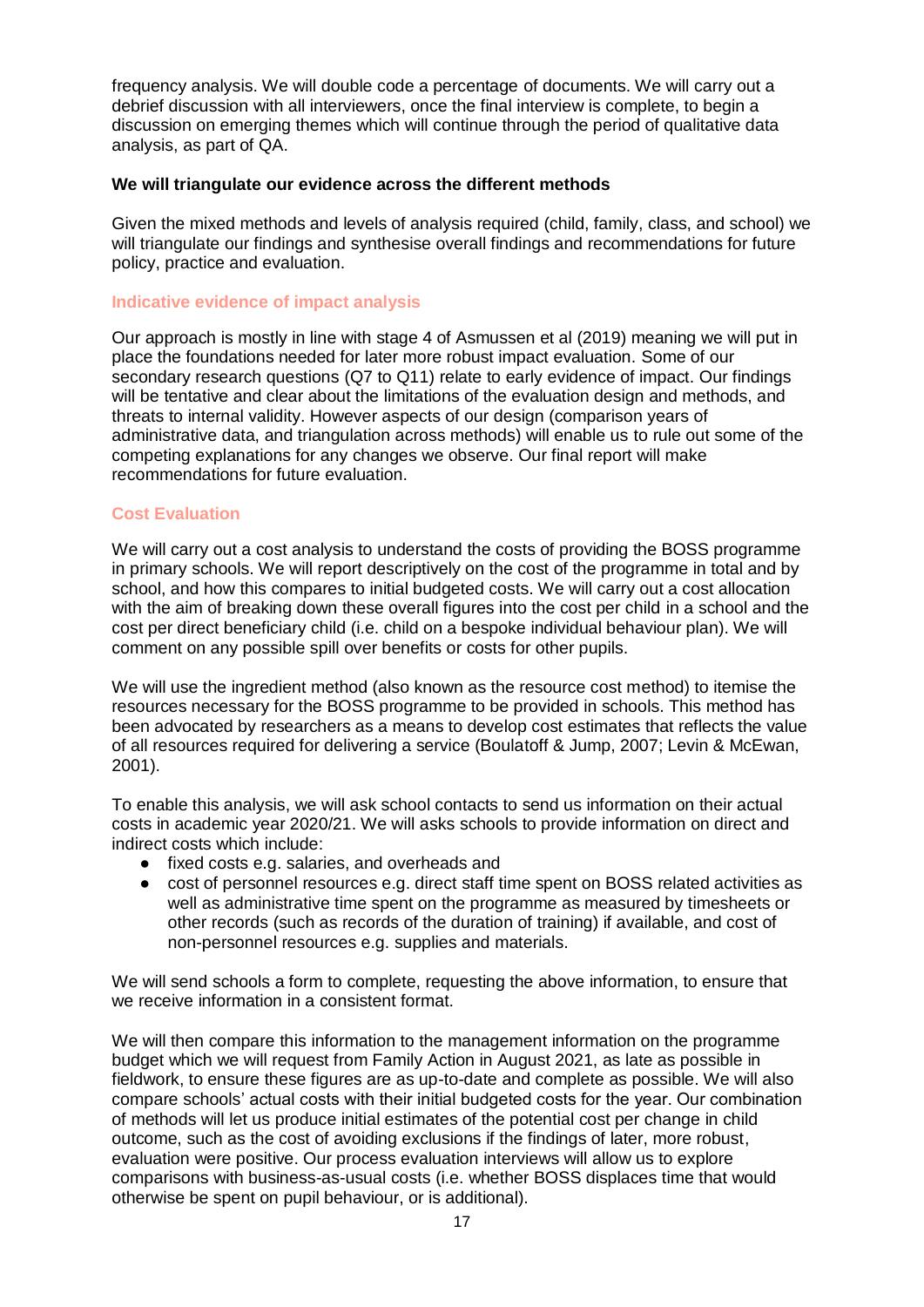frequency analysis. We will double code a percentage of documents. We will carry out a debrief discussion with all interviewers, once the final interview is complete, to begin a discussion on emerging themes which will continue through the period of qualitative data analysis, as part of QA.

**We will triangulate our evidence across the different methods**

Given the mixed methods and levels of analysis required (child, family, class, and school) we will triangulate our findings and synthesise overall findings and recommendations for future policy, practice and evaluation.

### Indicative evidence of impact analysis

Our approach is mostly in line with stage 4 of Asmussen et al (2019) meaning we will put in place the foundations needed for later more robust impact evaluation. Some of our secondary research questions (Q7 to Q11) relate to early evidence of impact. Our findings will be tentative and clear about the limitations of the evaluation design and methods, and threats to internal validity. However aspects of our design (comparison years of administrative data, and triangulation across methods) will enable us to rule out some of the competing explanations for any changes we observe. Our final report will make recommendations for future evaluation.

### Cost Evaluation

We will carry out a cost analysis to understand the costs of providing the BOSS programme in primary schools. We will report descriptively on the cost of the programme in total and by school, and how this compares to initial budgeted costs. We will carry out a cost allocation with the aim of breaking down these overall figures into the cost per child in a school and the cost per direct beneficiary child (i.e. child on a bespoke individual behaviour plan). We will comment on any possible spill over benefits or costs for other pupils.

We will use the ingredient method (also known as the resource cost method) to itemise the resources necessary for the BOSS programme to be provided in schools. This method has been advocated by researchers as a means to develop cost estimates that reflects the value of all resources required for delivering a service (Boulatoff & Jump, 2007; Levin & McEwan, 2001).

To enable this analysis, we will ask school contacts to send us information on their actual costs in academic year 2020/21. We will asks schools to provide information on direct and indirect costs which include:

- fixed costs e.g. salaries, and overheads and
- cost of personnel resources e.g. direct staff time spent on BOSS related activities as well as administrative time spent on the programme as measured by timesheets or other records (such as records of the duration of training) if available, and cost of non-personnel resources e.g. supplies and materials.

We will send schools a form to complete, requesting the above information, to ensure that we receive information in a consistent format.

We will then compare this information to the management information on the programme budget which we will request from Family Action in August 2021, as late as possible in fieldwork, to ensure these figures are as up-to-date and complete as possible. We will also compare schools' actual costs with their initial budgeted costs for the year. Our combination of methods will let us produce initial estimates of the potential cost per change in child outcome, such as the cost of avoiding exclusions if the findings of later, more robust, evaluation were positive. Our process evaluation interviews will allow us to explore comparisons with business-as-usual costs (i.e. whether BOSS displaces time that would otherwise be spent on pupil behaviour, or is additional).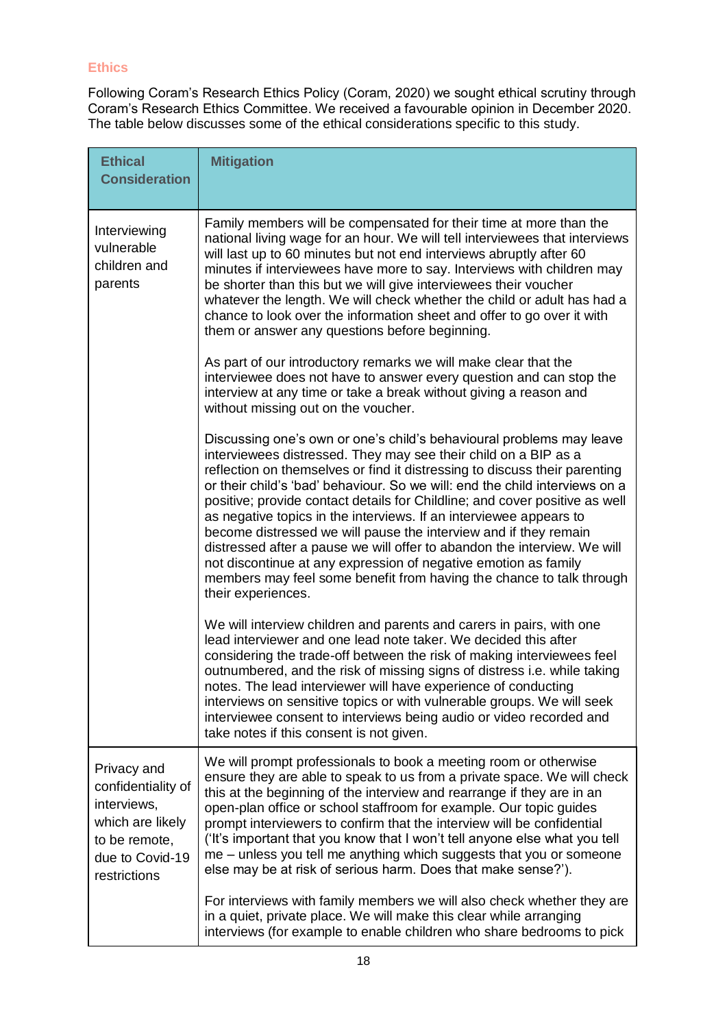## Ethics

Following Coram's Research Ethics Policy (Coram, 2020) we sought ethical scrutiny through Coram's Research Ethics Committee. We received a favourable opinion in December 2020. The table below discusses some of the ethical considerations specific to this study.

| Ethical Consideration | Mitigation |
|---|---|
| Interviewing vulnerable children and parents | Family members will be compensated for their time at more than the national living wage for an hour. We will tell interviewees that interviews will last up to 60 minutes but not end interviews abruptly after 60 minutes if interviewees have more to say. Interviews with children may be shorter than this but we will give interviewees their voucher whatever the length. We will check whether the child or adult has had a chance to look over the information sheet and offer to go over it with them or answer any questions before beginning.<br><br>As part of our introductory remarks we will make clear that the interviewee does not have to answer every question and can stop the interview at any time or take a break without giving a reason and without missing out on the voucher.<br><br>Discussing one's own or one's child's behavioural problems may leave interviewees distressed. They may see their child on a BIP as a reflection on themselves or find it distressing to discuss their parenting or their child's 'bad' behaviour. So we will: end the child interviews on a positive; provide contact details for Childline; and cover positive as well as negative topics in the interviews. If an interviewee appears to become distressed we will pause the interview and if they remain distressed after a pause we will offer to abandon the interview. We will not discontinue at any expression of negative emotion as family members may feel some benefit from having the chance to talk through their experiences.<br><br>We will interview children and parents and carers in pairs, with one lead interviewer and one lead note taker. We decided this after considering the trade-off between the risk of making interviewees feel outnumbered, and the risk of missing signs of distress i.e. while taking notes. The lead interviewer will have experience of conducting interviews on sensitive topics or with vulnerable groups. We will seek interviewee consent to interviews being audio or video recorded and take notes if this consent is not given. |
| Privacy and confidentiality of interviews, which are likely to be remote, due to Covid-19 restrictions | We will prompt professionals to book a meeting room or otherwise ensure they are able to speak to us from a private space. We will check this at the beginning of the interview and rearrange if they are in an open-plan office or school staffroom for example. Our topic guides prompt interviewers to confirm that the interview will be confidential ('It's important that you know that I won't tell anyone else what you tell me – unless you tell me anything which suggests that you or someone else may be at risk of serious harm. Does that make sense?').<br><br>For interviews with family members we will also check whether they are in a quiet, private place. We will make this clear while arranging interviews (for example to enable children who share bedrooms to pick |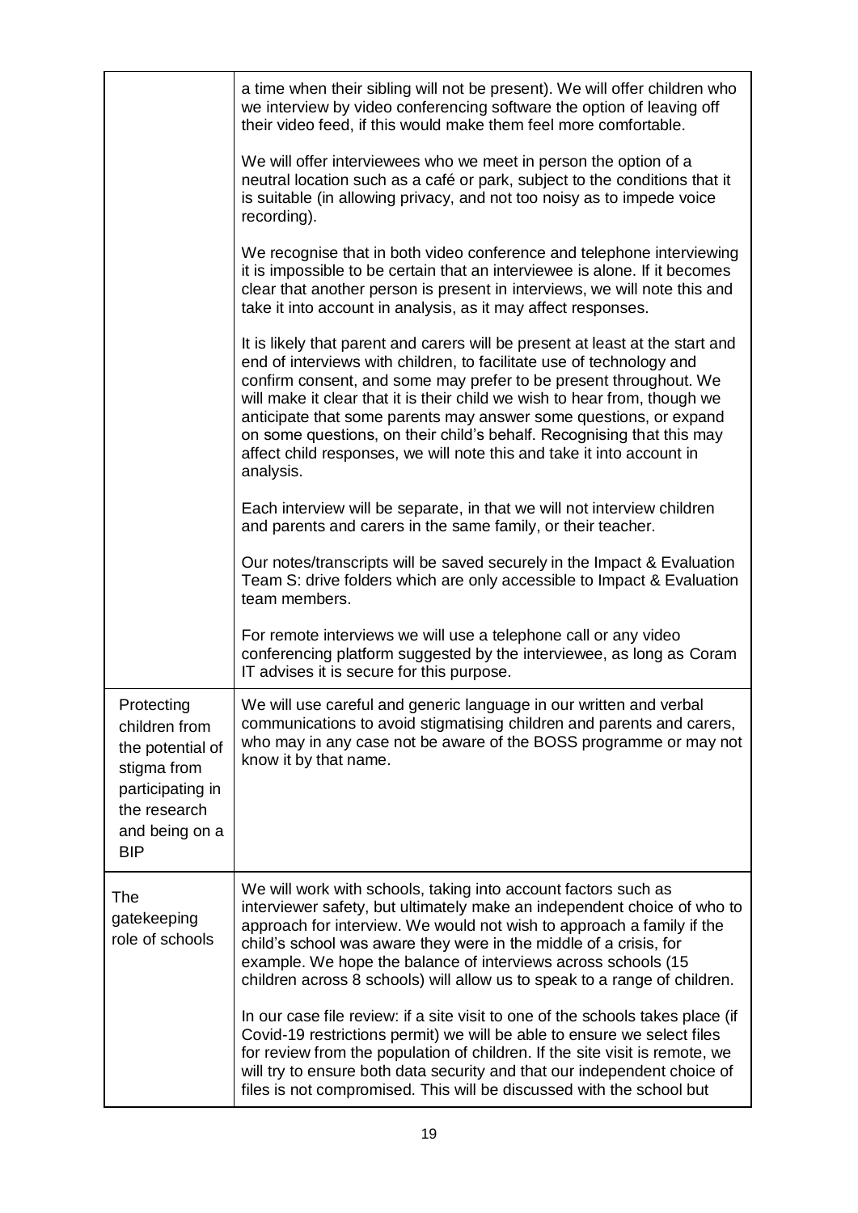| | |
|---|---|
| | a time when their sibling will not be present). We will offer children who we interview by video conferencing software the option of leaving off their video feed, if this would make them feel more comfortable.<br><br>We will offer interviewees who we meet in person the option of a neutral location such as a café or park, subject to the conditions that it is suitable (in allowing privacy, and not too noisy as to impede voice recording).<br><br>We recognise that in both video conference and telephone interviewing it is impossible to be certain that an interviewee is alone. If it becomes clear that another person is present in interviews, we will note this and take it into account in analysis, as it may affect responses.<br><br>It is likely that parent and carers will be present at least at the start and end of interviews with children, to facilitate use of technology and confirm consent, and some may prefer to be present throughout. We will make it clear that it is their child we wish to hear from, though we anticipate that some parents may answer some questions, or expand on some questions, on their child's behalf. Recognising that this may affect child responses, we will note this and take it into account in analysis.<br><br>Each interview will be separate, in that we will not interview children and parents and carers in the same family, or their teacher.<br><br>Our notes/transcripts will be saved securely in the Impact & Evaluation Team S: drive folders which are only accessible to Impact & Evaluation team members.<br><br>For remote interviews we will use a telephone call or any video conferencing platform suggested by the interviewee, as long as Coram IT advises it is secure for this purpose. |
| Protecting children from the potential of stigma from participating in the research and being on a BIP | We will use careful and generic language in our written and verbal communications to avoid stigmatising children and parents and carers, who may in any case not be aware of the BOSS programme or may not know it by that name. |
| The gatekeeping role of schools | We will work with schools, taking into account factors such as interviewer safety, but ultimately make an independent choice of who to approach for interview. We would not wish to approach a family if the child's school was aware they were in the middle of a crisis, for example. We hope the balance of interviews across schools (15 children across 8 schools) will allow us to speak to a range of children.<br><br>In our case file review: if a site visit to one of the schools takes place (if Covid-19 restrictions permit) we will be able to ensure we select files for review from the population of children. If the site visit is remote, we will try to ensure both data security and that our independent choice of files is not compromised. This will be discussed with the school but |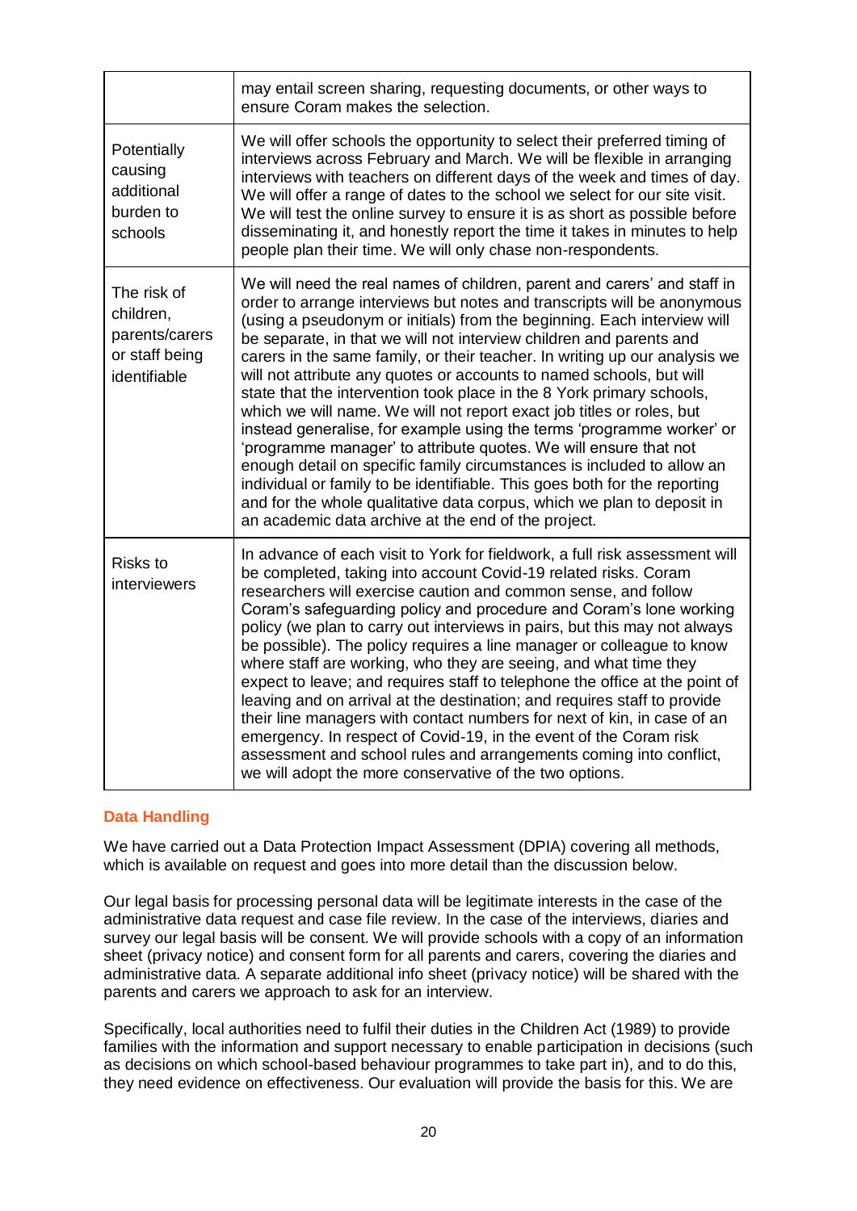| | |
|---|---|
| | may entail screen sharing, requesting documents, or other ways to ensure Coram makes the selection. |
| Potentially causing additional burden to schools | We will offer schools the opportunity to select their preferred timing of interviews across February and March. We will be flexible in arranging interviews with teachers on different days of the week and times of day. We will offer a range of dates to the school we select for our site visit. We will test the online survey to ensure it is as short as possible before disseminating it, and honestly report the time it takes in minutes to help people plan their time. We will only chase non-respondents. |
| The risk of children, parents/carers or staff being identifiable | We will need the real names of children, parent and carers' and staff in order to arrange interviews but notes and transcripts will be anonymous (using a pseudonym or initials) from the beginning. Each interview will be separate, in that we will not interview children and parents and carers in the same family, or their teacher. In writing up our analysis we will not attribute any quotes or accounts to named schools, but will state that the intervention took place in the 8 York primary schools, which we will name. We will not report exact job titles or roles, but instead generalise, for example using the terms 'programme worker' or 'programme manager' to attribute quotes. We will ensure that not enough detail on specific family circumstances is included to allow an individual or family to be identifiable. This goes both for the reporting and for the whole qualitative data corpus, which we plan to deposit in an academic data archive at the end of the project. |
| Risks to interviewers | In advance of each visit to York for fieldwork, a full risk assessment will be completed, taking into account Covid-19 related risks. Coram researchers will exercise caution and common sense, and follow Coram's safeguarding policy and procedure and Coram's lone working policy (we plan to carry out interviews in pairs, but this may not always be possible). The policy requires a line manager or colleague to know where staff are working, who they are seeing, and what time they expect to leave; and requires staff to telephone the office at the point of leaving and on arrival at the destination; and requires staff to provide their line managers with contact numbers for next of kin, in case of an emergency. In respect of Covid-19, in the event of the Coram risk assessment and school rules and arrangements coming into conflict, we will adopt the more conservative of the two options. |

## Data Handling

We have carried out a Data Protection Impact Assessment (DPIA) covering all methods, which is available on request and goes into more detail than the discussion below.

Our legal basis for processing personal data will be legitimate interests in the case of the administrative data request and case file review. In the case of the interviews, diaries and survey our legal basis will be consent. We will provide schools with a copy of an information sheet (privacy notice) and consent form for all parents and carers, covering the diaries and administrative data. A separate additional info sheet (privacy notice) will be shared with the parents and carers we approach to ask for an interview.

Specifically, local authorities need to fulfil their duties in the Children Act (1989) to provide families with the information and support necessary to enable participation in decisions (such as decisions on which school-based behaviour programmes to take part in), and to do this, they need evidence on effectiveness. Our evaluation will provide the basis for this. We are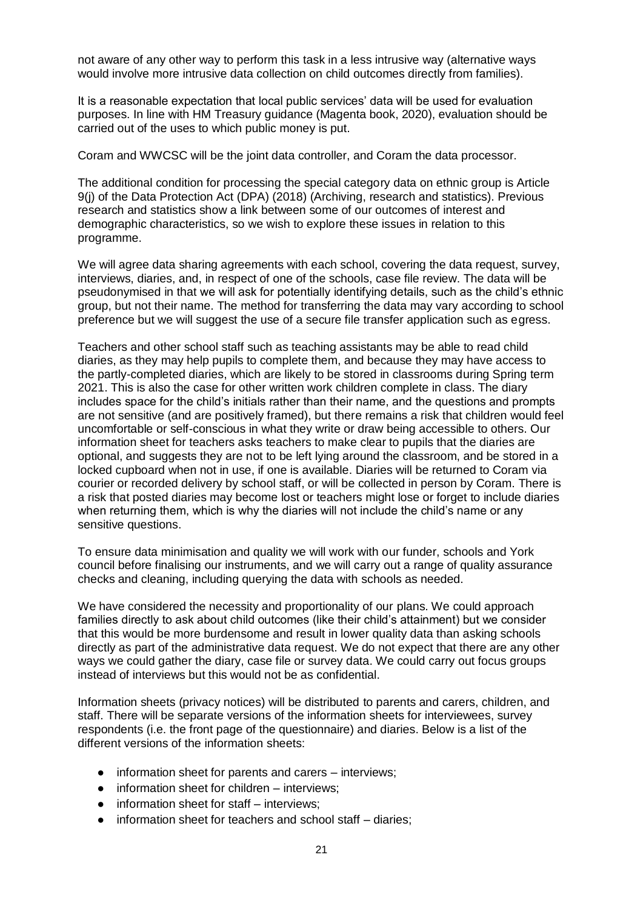not aware of any other way to perform this task in a less intrusive way (alternative ways would involve more intrusive data collection on child outcomes directly from families).

It is a reasonable expectation that local public services' data will be used for evaluation purposes. In line with HM Treasury guidance (Magenta book, 2020), evaluation should be carried out of the uses to which public money is put.

Coram and WWCSC will be the joint data controller, and Coram the data processor.

The additional condition for processing the special category data on ethnic group is Article 9(j) of the Data Protection Act (DPA) (2018) (Archiving, research and statistics). Previous research and statistics show a link between some of our outcomes of interest and demographic characteristics, so we wish to explore these issues in relation to this programme.

We will agree data sharing agreements with each school, covering the data request, survey, interviews, diaries, and, in respect of one of the schools, case file review. The data will be pseudonymised in that we will ask for potentially identifying details, such as the child's ethnic group, but not their name. The method for transferring the data may vary according to school preference but we will suggest the use of a secure file transfer application such as egress.

Teachers and other school staff such as teaching assistants may be able to read child diaries, as they may help pupils to complete them, and because they may have access to the partly-completed diaries, which are likely to be stored in classrooms during Spring term 2021. This is also the case for other written work children complete in class. The diary includes space for the child's initials rather than their name, and the questions and prompts are not sensitive (and are positively framed), but there remains a risk that children would feel uncomfortable or self-conscious in what they write or draw being accessible to others. Our information sheet for teachers asks teachers to make clear to pupils that the diaries are optional, and suggests they are not to be left lying around the classroom, and be stored in a locked cupboard when not in use, if one is available. Diaries will be returned to Coram via courier or recorded delivery by school staff, or will be collected in person by Coram. There is a risk that posted diaries may become lost or teachers might lose or forget to include diaries when returning them, which is why the diaries will not include the child's name or any sensitive questions.

To ensure data minimisation and quality we will work with our funder, schools and York council before finalising our instruments, and we will carry out a range of quality assurance checks and cleaning, including querying the data with schools as needed.

We have considered the necessity and proportionality of our plans. We could approach families directly to ask about child outcomes (like their child's attainment) but we consider that this would be more burdensome and result in lower quality data than asking schools directly as part of the administrative data request. We do not expect that there are any other ways we could gather the diary, case file or survey data. We could carry out focus groups instead of interviews but this would not be as confidential.

Information sheets (privacy notices) will be distributed to parents and carers, children, and staff. There will be separate versions of the information sheets for interviewees, survey respondents (i.e. the front page of the questionnaire) and diaries. Below is a list of the different versions of the information sheets:

- information sheet for parents and carers – interviews;
- information sheet for children – interviews;
- information sheet for staff – interviews;
- information sheet for teachers and school staff – diaries;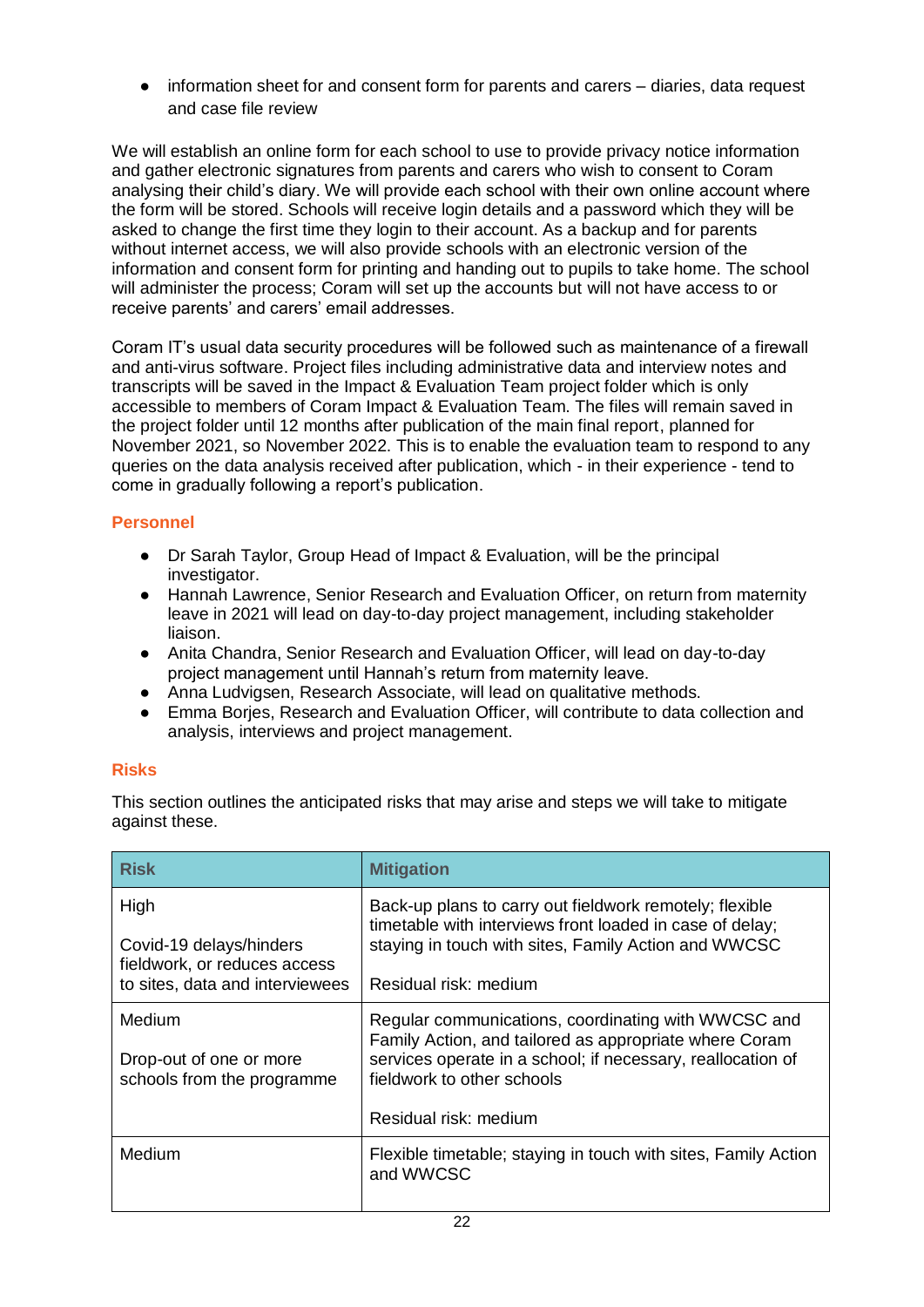- information sheet for and consent form for parents and carers – diaries, data request and case file review

We will establish an online form for each school to use to provide privacy notice information and gather electronic signatures from parents and carers who wish to consent to Coram analysing their child's diary. We will provide each school with their own online account where the form will be stored. Schools will receive login details and a password which they will be asked to change the first time they login to their account. As a backup and for parents without internet access, we will also provide schools with an electronic version of the information and consent form for printing and handing out to pupils to take home. The school will administer the process; Coram will set up the accounts but will not have access to or receive parents' and carers' email addresses.

Coram IT's usual data security procedures will be followed such as maintenance of a firewall and anti-virus software. Project files including administrative data and interview notes and transcripts will be saved in the Impact & Evaluation Team project folder which is only accessible to members of Coram Impact & Evaluation Team. The files will remain saved in the project folder until 12 months after publication of the main final report, planned for November 2021, so November 2022. This is to enable the evaluation team to respond to any queries on the data analysis received after publication, which - in their experience - tend to come in gradually following a report's publication.

### Personnel

- Dr Sarah Taylor, Group Head of Impact & Evaluation, will be the principal investigator.
- Hannah Lawrence, Senior Research and Evaluation Officer, on return from maternity leave in 2021 will lead on day-to-day project management, including stakeholder liaison.
- Anita Chandra, Senior Research and Evaluation Officer, will lead on day-to-day project management until Hannah's return from maternity leave.
- Anna Ludvigsen, Research Associate, will lead on qualitative methods.
- Emma Borjes, Research and Evaluation Officer, will contribute to data collection and analysis, interviews and project management.

### Risks

This section outlines the anticipated risks that may arise and steps we will take to mitigate against these.

| Risk | Mitigation |
|---|---|
| High<br><br>Covid-19 delays/hinders fieldwork, or reduces access to sites, data and interviewees | Back-up plans to carry out fieldwork remotely; flexible timetable with interviews front loaded in case of delay; staying in touch with sites, Family Action and WWCSC<br><br>Residual risk: medium |
| Medium<br><br>Drop-out of one or more schools from the programme | Regular communications, coordinating with WWCSC and Family Action, and tailored as appropriate where Coram services operate in a school; if necessary, reallocation of fieldwork to other schools<br><br>Residual risk: medium |
| Medium | Flexible timetable; staying in touch with sites, Family Action and WWCSC |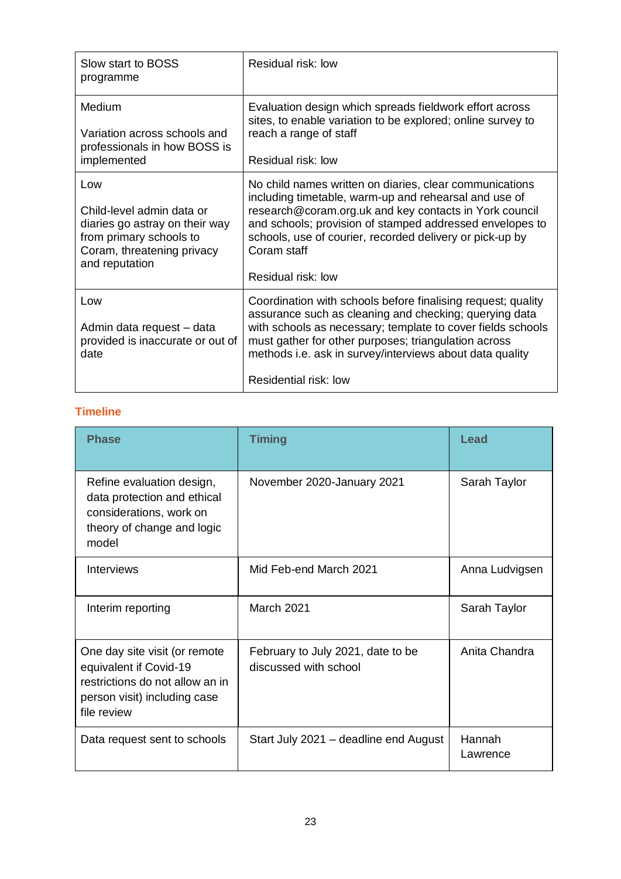| | |
|---|---|
| Slow start to BOSS programme | Residual risk: low |
| Medium<br><br>Variation across schools and professionals in how BOSS is implemented | Evaluation design which spreads fieldwork effort across sites, to enable variation to be explored; online survey to reach a range of staff<br><br>Residual risk: low |
| Low<br><br>Child-level admin data or diaries go astray on their way from primary schools to Coram, threatening privacy and reputation | No child names written on diaries, clear communications including timetable, warm-up and rehearsal and use of research@coram.org.uk and key contacts in York council and schools; provision of stamped addressed envelopes to schools, use of courier, recorded delivery or pick-up by Coram staff<br><br>Residual risk: low |
| Low<br><br>Admin data request – data provided is inaccurate or out of date | Coordination with schools before finalising request; quality assurance such as cleaning and checking; querying data with schools as necessary; template to cover fields schools must gather for other purposes; triangulation across methods i.e. ask in survey/interviews about data quality<br><br>Residential risk: low |

## Timeline

| Phase | Timing | Lead |
|---|---|---|
| Refine evaluation design, data protection and ethical considerations, work on theory of change and logic model | November 2020-January 2021 | Sarah Taylor |
| Interviews | Mid Feb-end March 2021 | Anna Ludvigsen |
| Interim reporting | March 2021 | Sarah Taylor |
| One day site visit (or remote equivalent if Covid-19 restrictions do not allow an in person visit) including case file review | February to July 2021, date to be discussed with school | Anita Chandra |
| Data request sent to schools | Start July 2021 – deadline end August | Hannah Lawrence |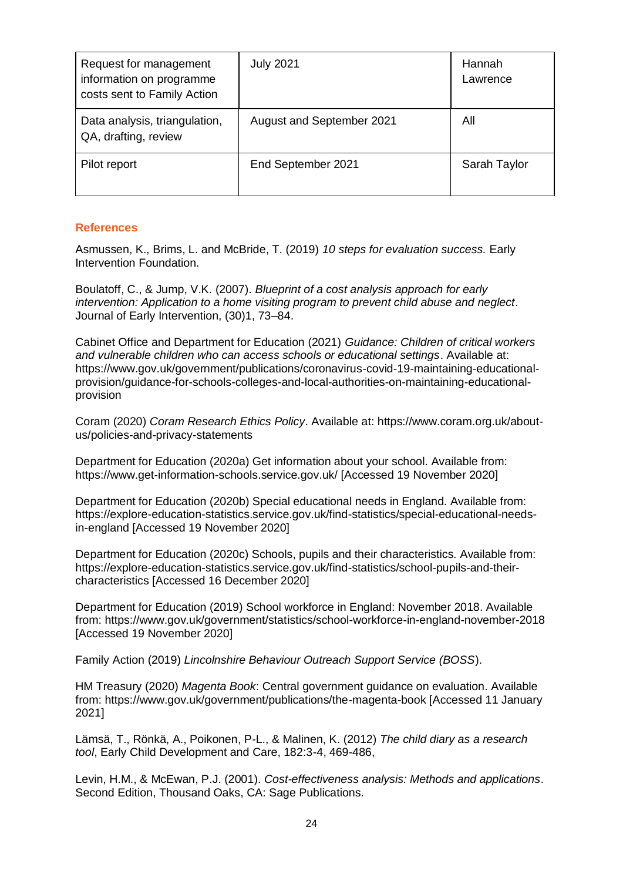| | | |
|---|---|---|
| Request for management information on programme costs sent to Family Action | July 2021 | Hannah Lawrence |
| Data analysis, triangulation, QA, drafting, review | August and September 2021 | All |
| Pilot report | End September 2021 | Sarah Taylor |

## References

Asmussen, K., Brims, L. and McBride, T. (2019) *10 steps for evaluation success.* Early Intervention Foundation.

Boulatoff, C., & Jump, V.K. (2007). *Blueprint of a cost analysis approach for early intervention: Application to a home visiting program to prevent child abuse and neglect*. Journal of Early Intervention, (30)1, 73–84.

Cabinet Office and Department for Education (2021) *Guidance: Children of critical workers and vulnerable children who can access schools or educational settings*. Available at: https://www.gov.uk/government/publications/coronavirus-covid-19-maintaining-educational-provision/guidance-for-schools-colleges-and-local-authorities-on-maintaining-educational-provision

Coram (2020) *Coram Research Ethics Policy*. Available at: https://www.coram.org.uk/about-us/policies-and-privacy-statements

Department for Education (2020a) Get information about your school. Available from: https://www.get-information-schools.service.gov.uk/ [Accessed 19 November 2020]

Department for Education (2020b) Special educational needs in England. Available from: https://explore-education-statistics.service.gov.uk/find-statistics/special-educational-needs-in-england [Accessed 19 November 2020]

Department for Education (2020c) Schools, pupils and their characteristics. Available from: https://explore-education-statistics.service.gov.uk/find-statistics/school-pupils-and-their-characteristics [Accessed 16 December 2020]

Department for Education (2019) School workforce in England: November 2018. Available from: https://www.gov.uk/government/statistics/school-workforce-in-england-november-2018 [Accessed 19 November 2020]

Family Action (2019) *Lincolnshire Behaviour Outreach Support Service (BOSS*).

HM Treasury (2020) *Magenta Book*: Central government guidance on evaluation. Available from: https://www.gov.uk/government/publications/the-magenta-book [Accessed 11 January 2021]

Lämsä, T., Rönkä, A., Poikonen, P-L., & Malinen, K. (2012) *The child diary as a research tool*, Early Child Development and Care, 182:3-4, 469-486,

Levin, H.M., & McEwan, P.J. (2001). *Cost-effectiveness analysis: Methods and applications*. Second Edition, Thousand Oaks, CA: Sage Publications.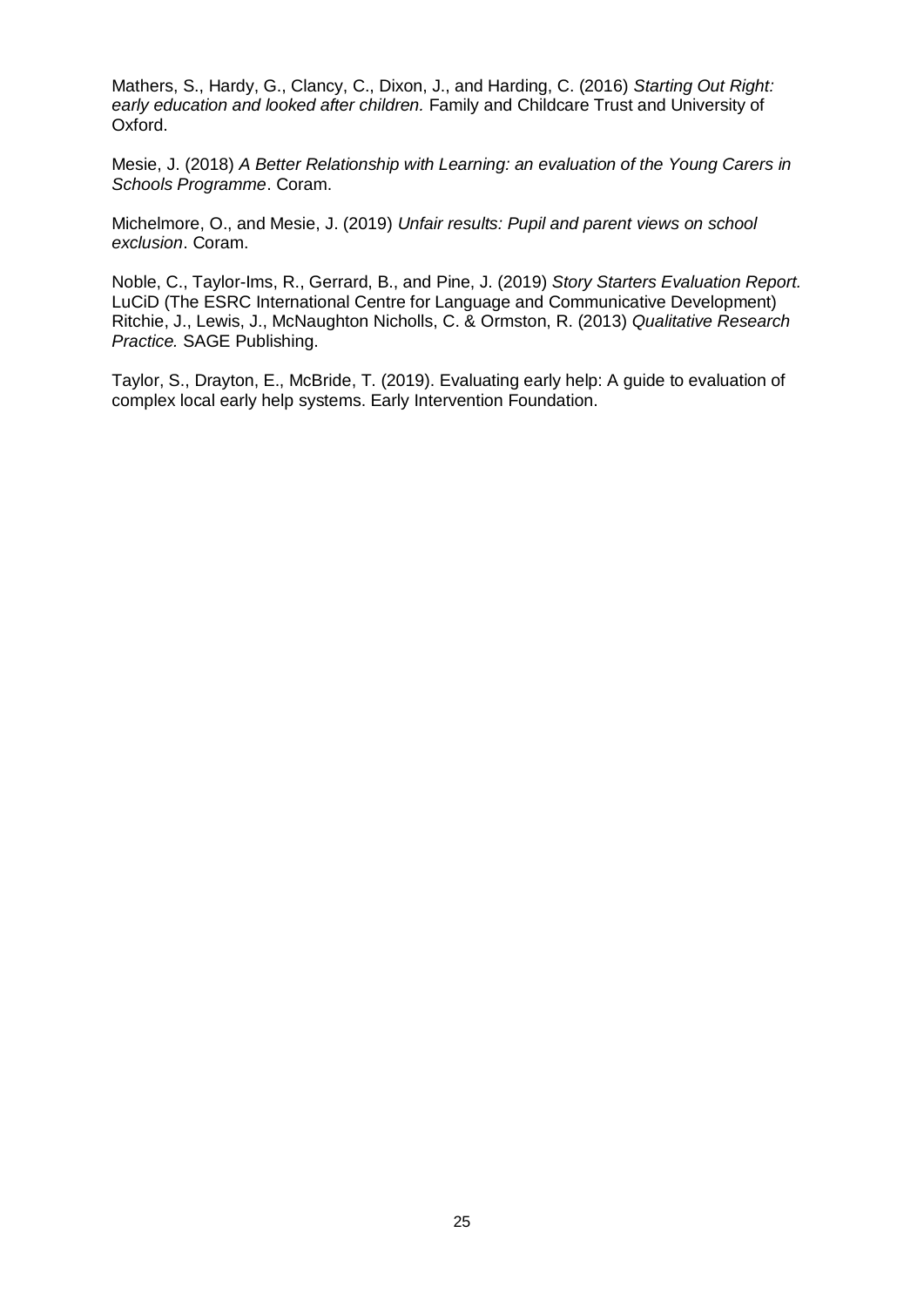Mathers, S., Hardy, G., Clancy, C., Dixon, J., and Harding, C. (2016) *Starting Out Right: early education and looked after children.* Family and Childcare Trust and University of Oxford.

Mesie, J. (2018) *A Better Relationship with Learning: an evaluation of the Young Carers in Schools Programme*. Coram.

Michelmore, O., and Mesie, J. (2019) *Unfair results: Pupil and parent views on school exclusion*. Coram.

Noble, C., Taylor-Ims, R., Gerrard, B., and Pine, J. (2019) *Story Starters Evaluation Report.* LuCiD (The ESRC International Centre for Language and Communicative Development)
Ritchie, J., Lewis, J., McNaughton Nicholls, C. & Ormston, R. (2013) *Qualitative Research Practice.* SAGE Publishing.

Taylor, S., Drayton, E., McBride, T. (2019). Evaluating early help: A guide to evaluation of complex local early help systems. Early Intervention Foundation.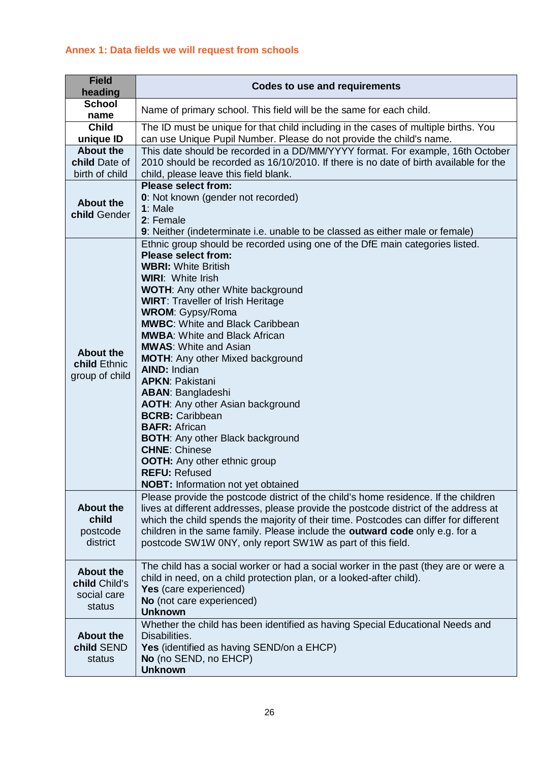## Annex 1: Data fields we will request from schools

| Field heading | Codes to use and requirements |
| --- | --- |
| **School name** | Name of primary school. This field will be the same for each child. |
| **Child unique ID** | The ID must be unique for that child including in the cases of multiple births. You can use Unique Pupil Number. Please do not provide the child's name. |
| **About the child** Date of birth of child | This date should be recorded in a DD/MM/YYYY format. For example, 16th October 2010 should be recorded as 16/10/2010. If there is no date of birth available for the child, please leave this field blank. |
| **About the child** Gender | **Please select from:**<br>**0**: Not known (gender not recorded)<br>**1**: Male<br>**2**: Female<br>**9**: Neither (indeterminate i.e. unable to be classed as either male or female) |
| **About the child** Ethnic group of child | Ethnic group should be recorded using one of the DfE main categories listed.<br>**Please select from:**<br>**WBRI:** White British<br>**WIRI**: White Irish<br>**WOTH**: Any other White background<br>**WIRT**: Traveller of Irish Heritage<br>**WROM**: Gypsy/Roma<br>**MWBC**: White and Black Caribbean<br>**MWBA**: White and Black African<br>**MWAS**: White and Asian<br>**MOTH**: Any other Mixed background<br>**AIND:** Indian<br>**APKN**: Pakistani<br>**ABAN**: Bangladeshi<br>**AOTH**: Any other Asian background<br>**BCRB:** Caribbean<br>**BAFR:** African<br>**BOTH**: Any other Black background<br>**CHNE**: Chinese<br>**OOTH:** Any other ethnic group<br>**REFU:** Refused<br>**NOBT:** Information not yet obtained |
| **About the child** postcode district | Please provide the postcode district of the child's home residence. If the children lives at different addresses, please provide the postcode district of the address at which the child spends the majority of their time. Postcodes can differ for different children in the same family. Please include the **outward code** only e.g. for a postcode SW1W 0NY, only report SW1W as part of this field. |
| **About the child** Child's social care status | The child has a social worker or had a social worker in the past (they are or were a child in need, on a child protection plan, or a looked-after child).<br>**Yes** (care experienced)<br>**No** (not care experienced)<br>**Unknown** |
| **About the child** SEND status | Whether the child has been identified as having Special Educational Needs and Disabilities.<br>**Yes** (identified as having SEND/on a EHCP)<br>**No** (no SEND, no EHCP)<br>**Unknown** |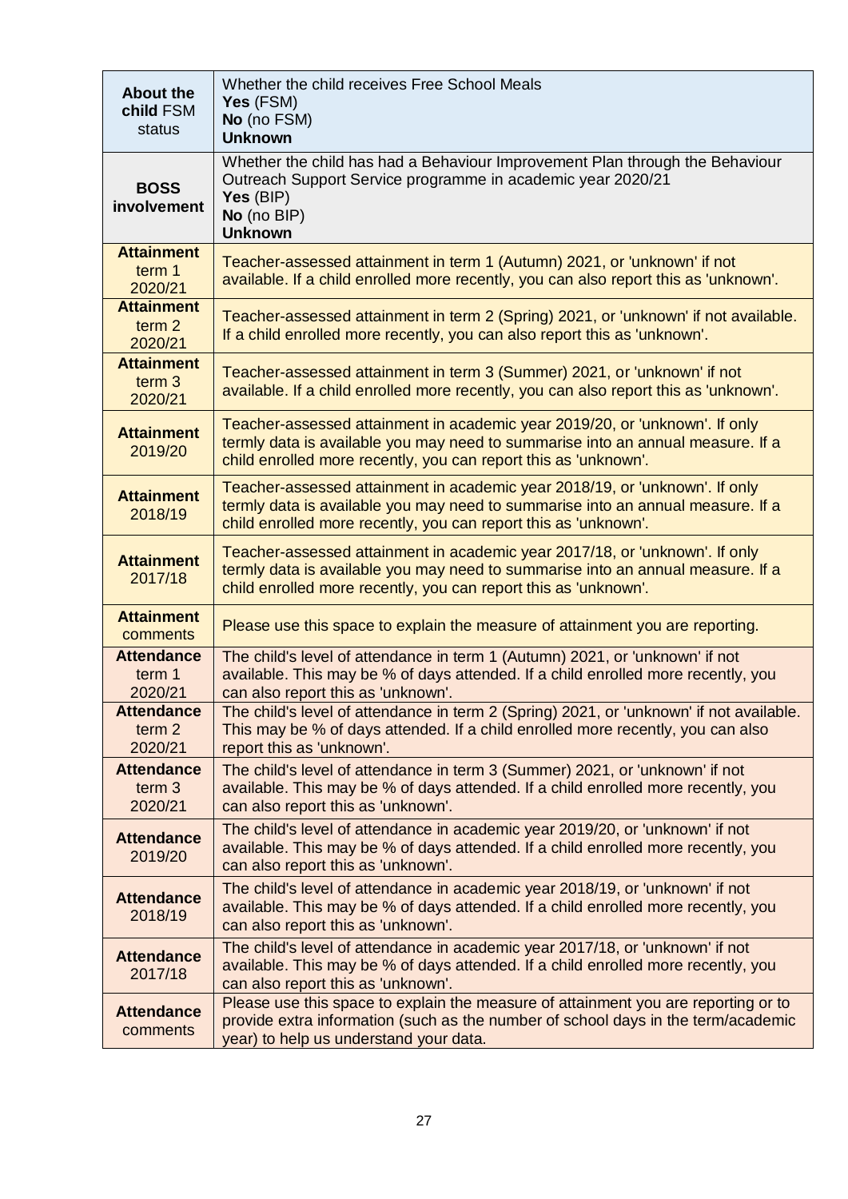| | |
|---|---|
| **About the child** FSM status | Whether the child receives Free School Meals<br>**Yes** (FSM)<br>**No** (no FSM)<br>**Unknown** |
| **BOSS involvement** | Whether the child has had a Behaviour Improvement Plan through the Behaviour Outreach Support Service programme in academic year 2020/21<br>**Yes** (BIP)<br>**No** (no BIP)<br>**Unknown** |
| **Attainment** term 1 2020/21 | Teacher-assessed attainment in term 1 (Autumn) 2021, or 'unknown' if not available. If a child enrolled more recently, you can also report this as 'unknown'. |
| **Attainment** term 2 2020/21 | Teacher-assessed attainment in term 2 (Spring) 2021, or 'unknown' if not available. If a child enrolled more recently, you can also report this as 'unknown'. |
| **Attainment** term 3 2020/21 | Teacher-assessed attainment in term 3 (Summer) 2021, or 'unknown' if not available. If a child enrolled more recently, you can also report this as 'unknown'. |
| **Attainment** 2019/20 | Teacher-assessed attainment in academic year 2019/20, or 'unknown'. If only termly data is available you may need to summarise into an annual measure. If a child enrolled more recently, you can report this as 'unknown'. |
| **Attainment** 2018/19 | Teacher-assessed attainment in academic year 2018/19, or 'unknown'. If only termly data is available you may need to summarise into an annual measure. If a child enrolled more recently, you can report this as 'unknown'. |
| **Attainment** 2017/18 | Teacher-assessed attainment in academic year 2017/18, or 'unknown'. If only termly data is available you may need to summarise into an annual measure. If a child enrolled more recently, you can report this as 'unknown'. |
| **Attainment** comments | Please use this space to explain the measure of attainment you are reporting. |
| **Attendance** term 1 2020/21 | The child's level of attendance in term 1 (Autumn) 2021, or 'unknown' if not available. This may be % of days attended. If a child enrolled more recently, you can also report this as 'unknown'. |
| **Attendance** term 2 2020/21 | The child's level of attendance in term 2 (Spring) 2021, or 'unknown' if not available. This may be % of days attended. If a child enrolled more recently, you can also report this as 'unknown'. |
| **Attendance** term 3 2020/21 | The child's level of attendance in term 3 (Summer) 2021, or 'unknown' if not available. This may be % of days attended. If a child enrolled more recently, you can also report this as 'unknown'. |
| **Attendance** 2019/20 | The child's level of attendance in academic year 2019/20, or 'unknown' if not available. This may be % of days attended. If a child enrolled more recently, you can also report this as 'unknown'. |
| **Attendance** 2018/19 | The child's level of attendance in academic year 2018/19, or 'unknown' if not available. This may be % of days attended. If a child enrolled more recently, you can also report this as 'unknown'. |
| **Attendance** 2017/18 | The child's level of attendance in academic year 2017/18, or 'unknown' if not available. This may be % of days attended. If a child enrolled more recently, you can also report this as 'unknown'. |
| **Attendance** comments | Please use this space to explain the measure of attainment you are reporting or to provide extra information (such as the number of school days in the term/academic year) to help us understand your data. |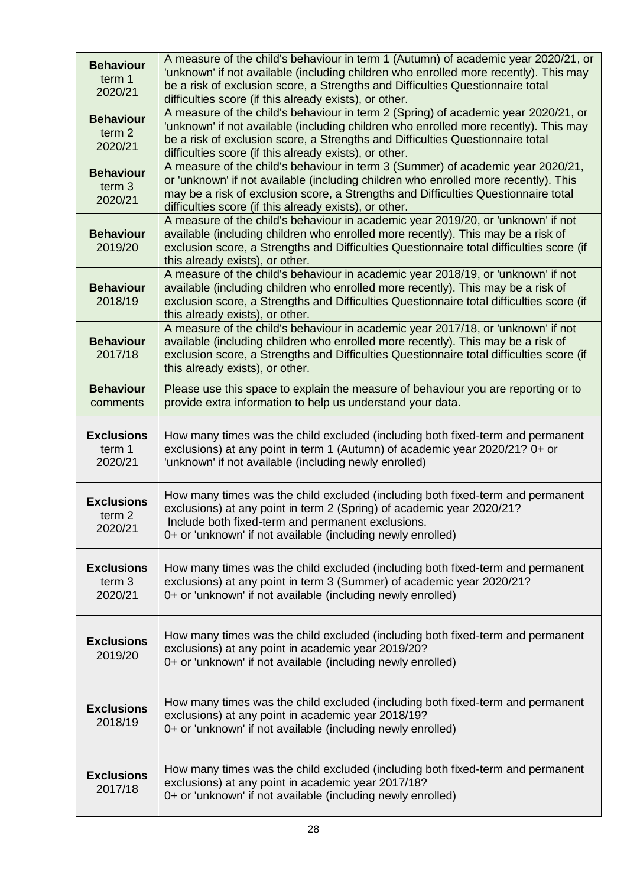| | |
|---|---|
| **Behaviour** term 1 2020/21 | A measure of the child's behaviour in term 1 (Autumn) of academic year 2020/21, or 'unknown' if not available (including children who enrolled more recently). This may be a risk of exclusion score, a Strengths and Difficulties Questionnaire total difficulties score (if this already exists), or other. |
| **Behaviour** term 2 2020/21 | A measure of the child's behaviour in term 2 (Spring) of academic year 2020/21, or 'unknown' if not available (including children who enrolled more recently). This may be a risk of exclusion score, a Strengths and Difficulties Questionnaire total difficulties score (if this already exists), or other. |
| **Behaviour** term 3 2020/21 | A measure of the child's behaviour in term 3 (Summer) of academic year 2020/21, or 'unknown' if not available (including children who enrolled more recently). This may be a risk of exclusion score, a Strengths and Difficulties Questionnaire total difficulties score (if this already exists), or other. |
| **Behaviour** 2019/20 | A measure of the child's behaviour in academic year 2019/20, or 'unknown' if not available (including children who enrolled more recently). This may be a risk of exclusion score, a Strengths and Difficulties Questionnaire total difficulties score (if this already exists), or other. |
| **Behaviour** 2018/19 | A measure of the child's behaviour in academic year 2018/19, or 'unknown' if not available (including children who enrolled more recently). This may be a risk of exclusion score, a Strengths and Difficulties Questionnaire total difficulties score (if this already exists), or other. |
| **Behaviour** 2017/18 | A measure of the child's behaviour in academic year 2017/18, or 'unknown' if not available (including children who enrolled more recently). This may be a risk of exclusion score, a Strengths and Difficulties Questionnaire total difficulties score (if this already exists), or other. |
| **Behaviour** comments | Please use this space to explain the measure of behaviour you are reporting or to provide extra information to help us understand your data. |
| **Exclusions** term 1 2020/21 | How many times was the child excluded (including both fixed-term and permanent exclusions) at any point in term 1 (Autumn) of academic year 2020/21? 0+ or 'unknown' if not available (including newly enrolled) |
| **Exclusions** term 2 2020/21 | How many times was the child excluded (including both fixed-term and permanent exclusions) at any point in term 2 (Spring) of academic year 2020/21? Include both fixed-term and permanent exclusions. 0+ or 'unknown' if not available (including newly enrolled) |
| **Exclusions** term 3 2020/21 | How many times was the child excluded (including both fixed-term and permanent exclusions) at any point in term 3 (Summer) of academic year 2020/21? 0+ or 'unknown' if not available (including newly enrolled) |
| **Exclusions** 2019/20 | How many times was the child excluded (including both fixed-term and permanent exclusions) at any point in academic year 2019/20? 0+ or 'unknown' if not available (including newly enrolled) |
| **Exclusions** 2018/19 | How many times was the child excluded (including both fixed-term and permanent exclusions) at any point in academic year 2018/19? 0+ or 'unknown' if not available (including newly enrolled) |
| **Exclusions** 2017/18 | How many times was the child excluded (including both fixed-term and permanent exclusions) at any point in academic year 2017/18? 0+ or 'unknown' if not available (including newly enrolled) |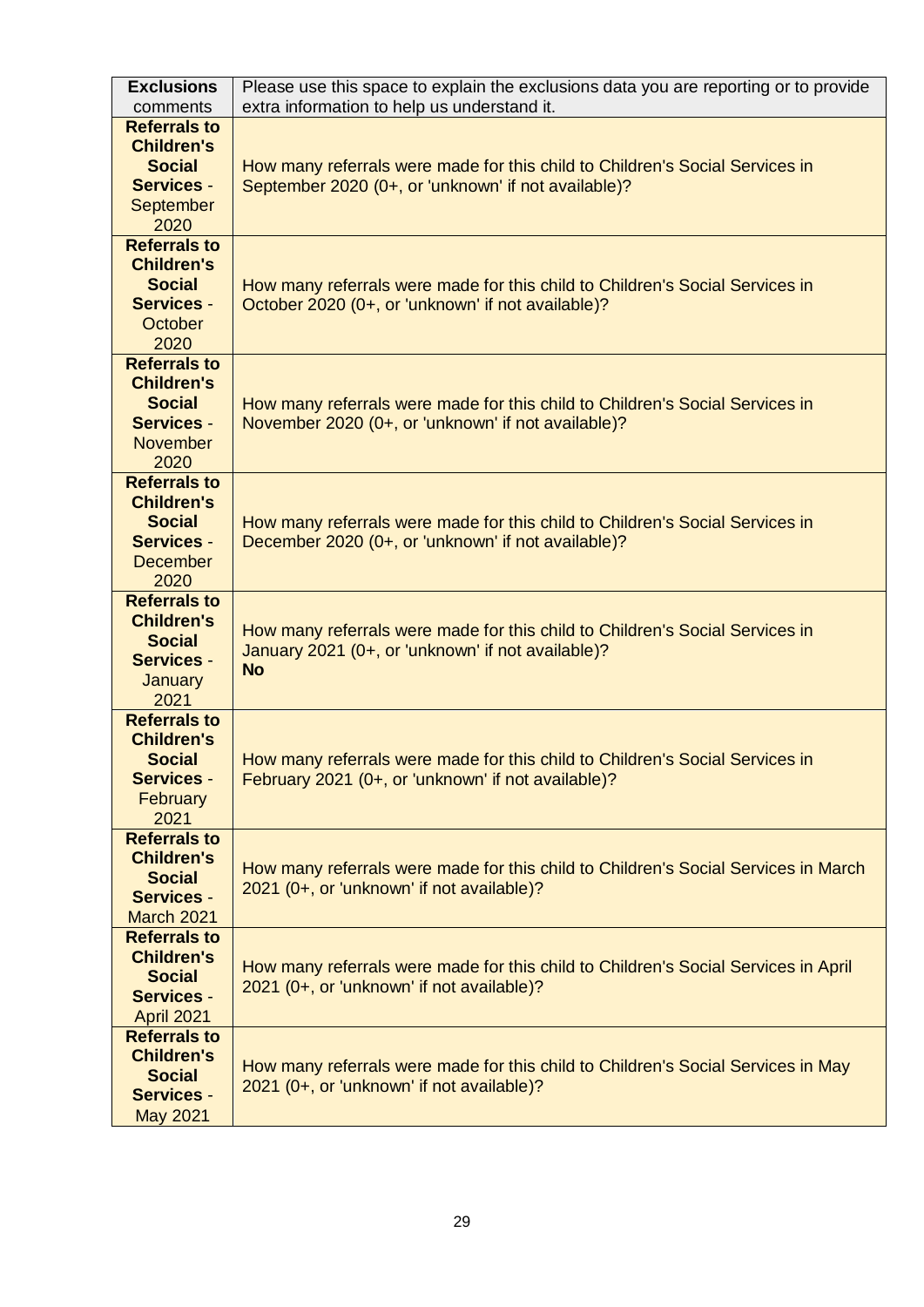| **Exclusions** comments | Please use this space to explain the exclusions data you are reporting or to provide extra information to help us understand it. |
|---|---|
| **Referrals to Children's Social Services** - September 2020 | How many referrals were made for this child to Children's Social Services in September 2020 (0+, or 'unknown' if not available)? |
| **Referrals to Children's Social Services** - October 2020 | How many referrals were made for this child to Children's Social Services in October 2020 (0+, or 'unknown' if not available)? |
| **Referrals to Children's Social Services** - November 2020 | How many referrals were made for this child to Children's Social Services in November 2020 (0+, or 'unknown' if not available)? |
| **Referrals to Children's Social Services** - December 2020 | How many referrals were made for this child to Children's Social Services in December 2020 (0+, or 'unknown' if not available)? |
| **Referrals to Children's Social Services** - January 2021 | How many referrals were made for this child to Children's Social Services in January 2021 (0+, or 'unknown' if not available)? **No** |
| **Referrals to Children's Social Services** - February 2021 | How many referrals were made for this child to Children's Social Services in February 2021 (0+, or 'unknown' if not available)? |
| **Referrals to Children's Social Services** - March 2021 | How many referrals were made for this child to Children's Social Services in March 2021 (0+, or 'unknown' if not available)? |
| **Referrals to Children's Social Services** - April 2021 | How many referrals were made for this child to Children's Social Services in April 2021 (0+, or 'unknown' if not available)? |
| **Referrals to Children's Social Services** - May 2021 | How many referrals were made for this child to Children's Social Services in May 2021 (0+, or 'unknown' if not available)? |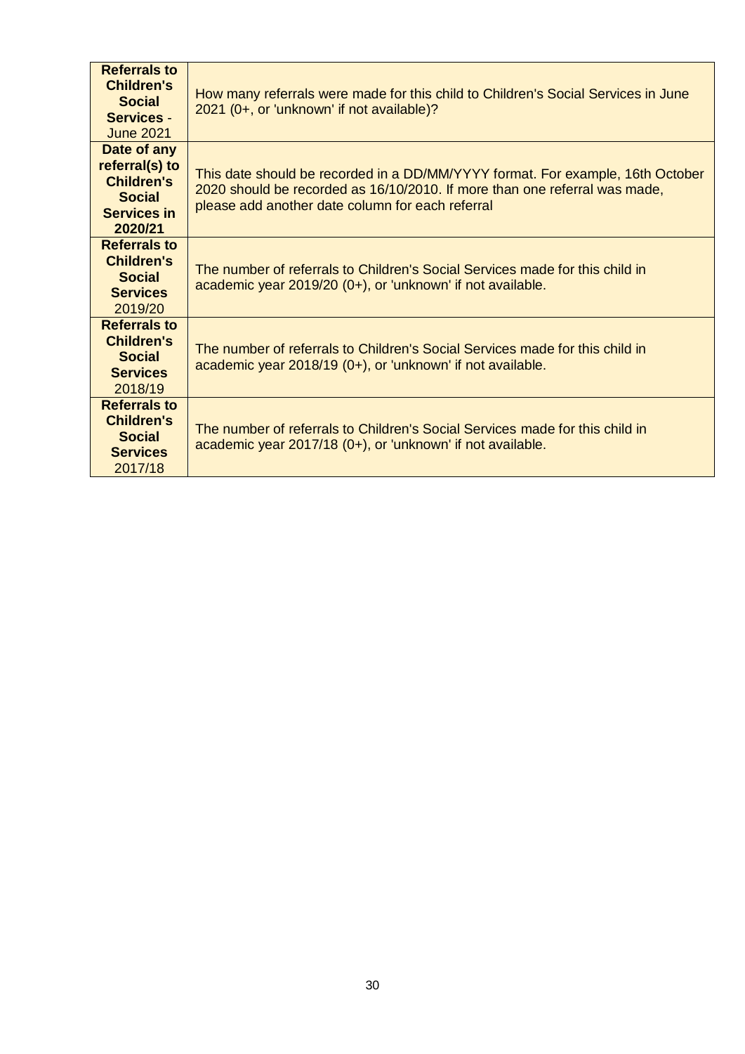| | |
|---|---|
| **Referrals to Children's Social Services** - June 2021 | How many referrals were made for this child to Children's Social Services in June 2021 (0+, or 'unknown' if not available)? |
| **Date of any referral(s) to Children's Social Services in 2020/21** | This date should be recorded in a DD/MM/YYYY format. For example, 16th October 2020 should be recorded as 16/10/2010. If more than one referral was made, please add another date column for each referral |
| **Referrals to Children's Social Services** 2019/20 | The number of referrals to Children's Social Services made for this child in academic year 2019/20 (0+), or 'unknown' if not available. |
| **Referrals to Children's Social Services** 2018/19 | The number of referrals to Children's Social Services made for this child in academic year 2018/19 (0+), or 'unknown' if not available. |
| **Referrals to Children's Social Services** 2017/18 | The number of referrals to Children's Social Services made for this child in academic year 2017/18 (0+), or 'unknown' if not available. |